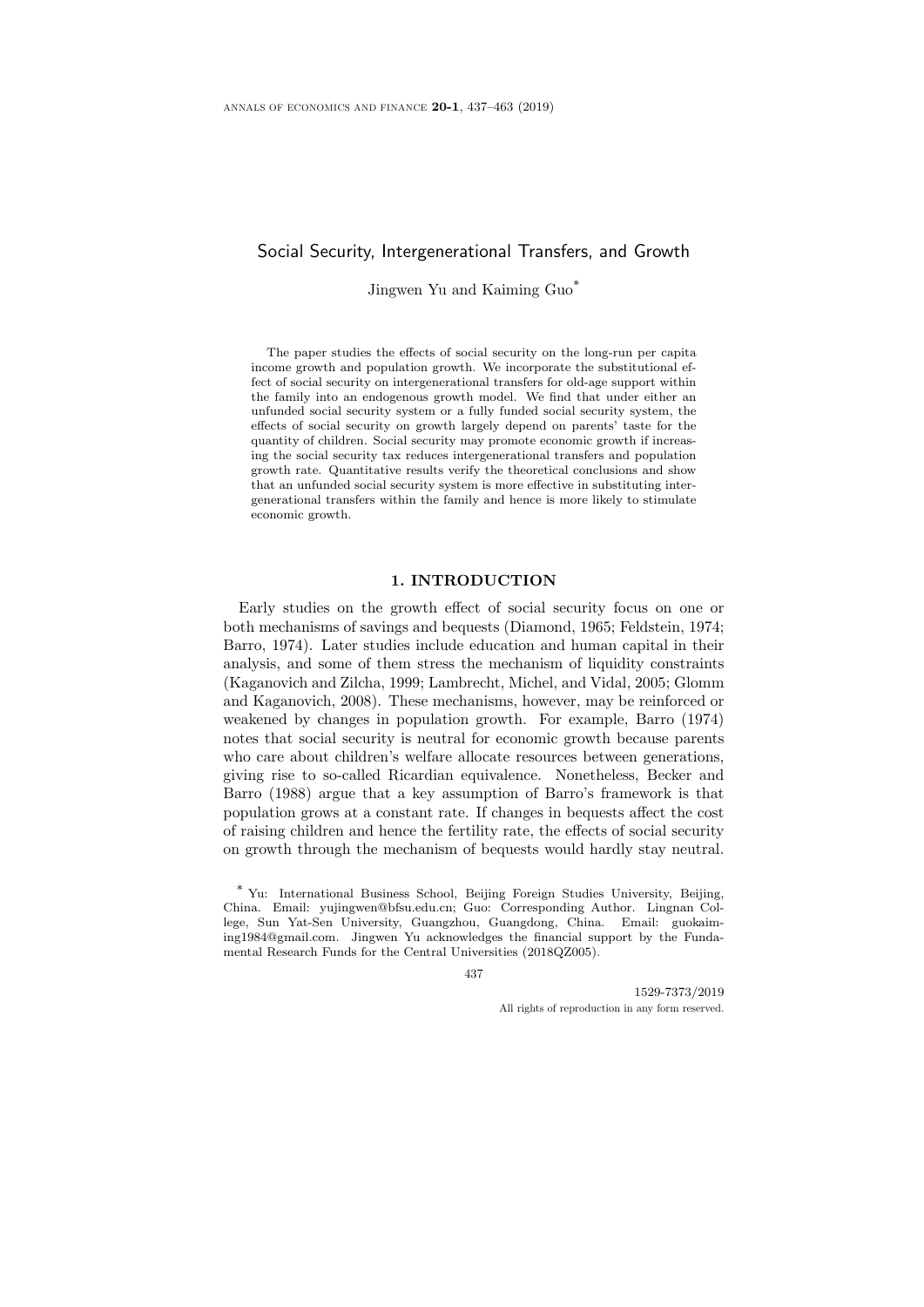# Social Security, Intergenerational Transfers, and Growth

Jingwen Yu and Kaiming Guo*

The paper studies the effects of social security on the long-run per capita income growth and population growth. We incorporate the substitutional effect of social security on intergenerational transfers for old-age support within the family into an endogenous growth model. We find that under either an unfunded social security system or a fully funded social security system, the effects of social security on growth largely depend on parents' taste for the quantity of children. Social security may promote economic growth if increasing the social security tax reduces intergenerational transfers and population growth rate. Quantitative results verify the theoretical conclusions and show that an unfunded social security system is more effective in substituting intergenerational transfers within the family and hence is more likely to stimulate economic growth.

## 1. INTRODUCTION

Early studies on the growth effect of social security focus on one or both mechanisms of savings and bequests (Diamond, 1965; Feldstein, 1974; Barro, 1974). Later studies include education and human capital in their analysis, and some of them stress the mechanism of liquidity constraints (Kaganovich and Zilcha, 1999; Lambrecht, Michel, and Vidal, 2005; Glomm and Kaganovich, 2008). These mechanisms, however, may be reinforced or weakened by changes in population growth. For example, Barro (1974) notes that social security is neutral for economic growth because parents who care about children's welfare allocate resources between generations, giving rise to so-called Ricardian equivalence. Nonetheless, Becker and Barro (1988) argue that a key assumption of Barro's framework is that population grows at a constant rate. If changes in bequests affect the cost of raising children and hence the fertility rate, the effects of social security on growth through the mechanism of bequests would hardly stay neutral.

* Yu: International Business School, Beijing Foreign Studies University, Beijing, China. Email: yujingwen@bfsu.edu.cn; Guo: Corresponding Author. Lingnan College, Sun Yat-Sen University, Guangzhou, Guangdong, China. Email: guokaiming1984@gmail.com. Jingwen Yu acknowledges the financial support by the Fundamental Research Funds for the Central Universities (2018QZ005).

1529-7373/2019

All rights of reproduction in any form reserved.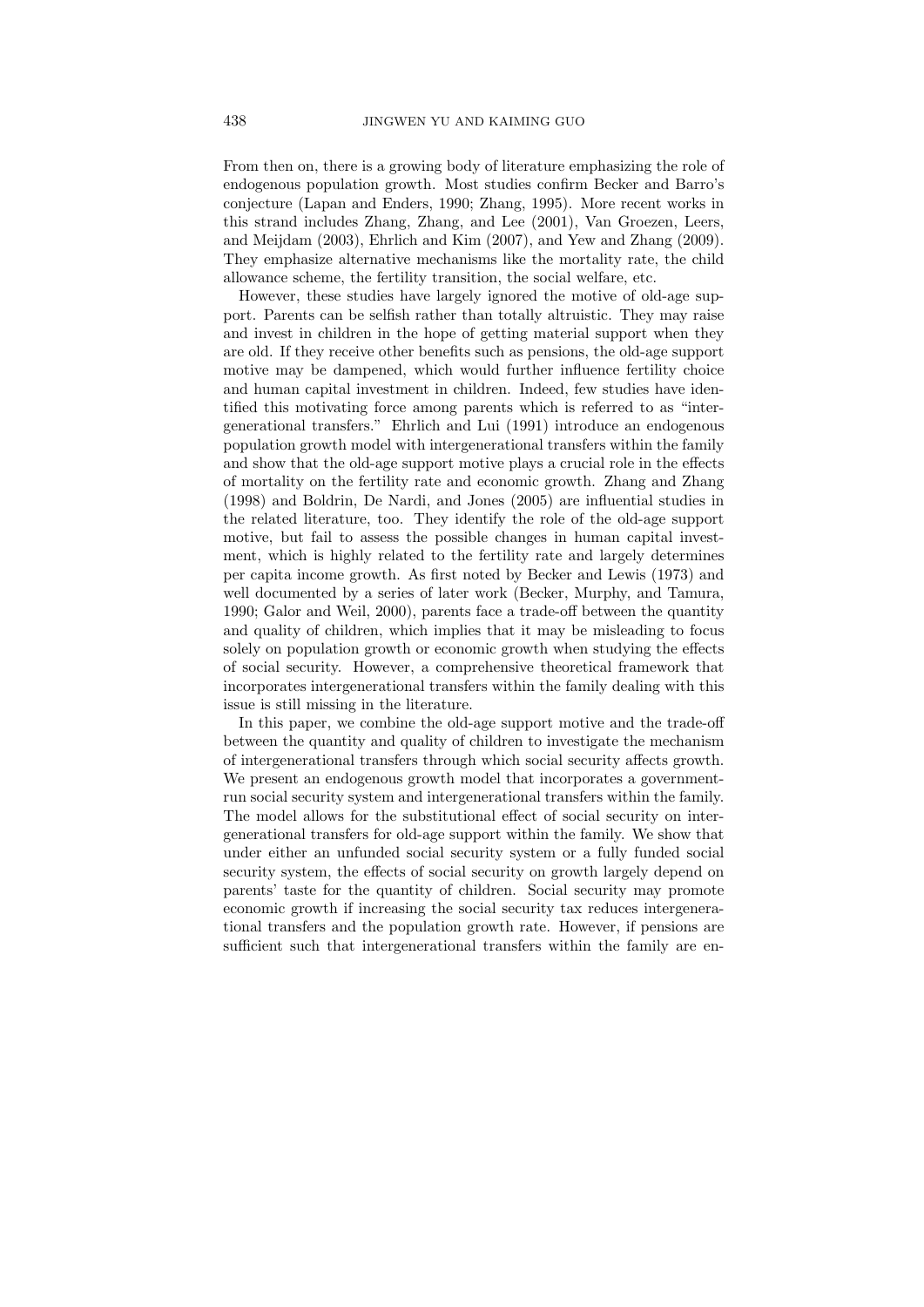From then on, there is a growing body of literature emphasizing the role of endogenous population growth. Most studies confirm Becker and Barro's conjecture (Lapan and Enders, 1990; Zhang, 1995). More recent works in this strand includes Zhang, Zhang, and Lee (2001), Van Groezen, Leers, and Meijdam (2003), Ehrlich and Kim (2007), and Yew and Zhang (2009). They emphasize alternative mechanisms like the mortality rate, the child allowance scheme, the fertility transition, the social welfare, etc.

However, these studies have largely ignored the motive of old-age support. Parents can be selfish rather than totally altruistic. They may raise and invest in children in the hope of getting material support when they are old. If they receive other benefits such as pensions, the old-age support motive may be dampened, which would further influence fertility choice and human capital investment in children. Indeed, few studies have identified this motivating force among parents which is referred to as "intergenerational transfers." Ehrlich and Lui (1991) introduce an endogenous population growth model with intergenerational transfers within the family and show that the old-age support motive plays a crucial role in the effects of mortality on the fertility rate and economic growth. Zhang and Zhang (1998) and Boldrin, De Nardi, and Jones (2005) are influential studies in the related literature, too. They identify the role of the old-age support motive, but fail to assess the possible changes in human capital investment, which is highly related to the fertility rate and largely determines per capita income growth. As first noted by Becker and Lewis (1973) and well documented by a series of later work (Becker, Murphy, and Tamura, 1990; Galor and Weil, 2000), parents face a trade-off between the quantity and quality of children, which implies that it may be misleading to focus solely on population growth or economic growth when studying the effects of social security. However, a comprehensive theoretical framework that incorporates intergenerational transfers within the family dealing with this issue is still missing in the literature.

In this paper, we combine the old-age support motive and the trade-off between the quantity and quality of children to investigate the mechanism of intergenerational transfers through which social security affects growth. We present an endogenous growth model that incorporates a government-run social security system and intergenerational transfers within the family. The model allows for the substitutional effect of social security on intergenerational transfers for old-age support within the family. We show that under either an unfunded social security system or a fully funded social security system, the effects of social security on growth largely depend on parents' taste for the quantity of children. Social security may promote economic growth if increasing the social security tax reduces intergenerational transfers and the population growth rate. However, if pensions are sufficient such that intergenerational transfers within the family are en-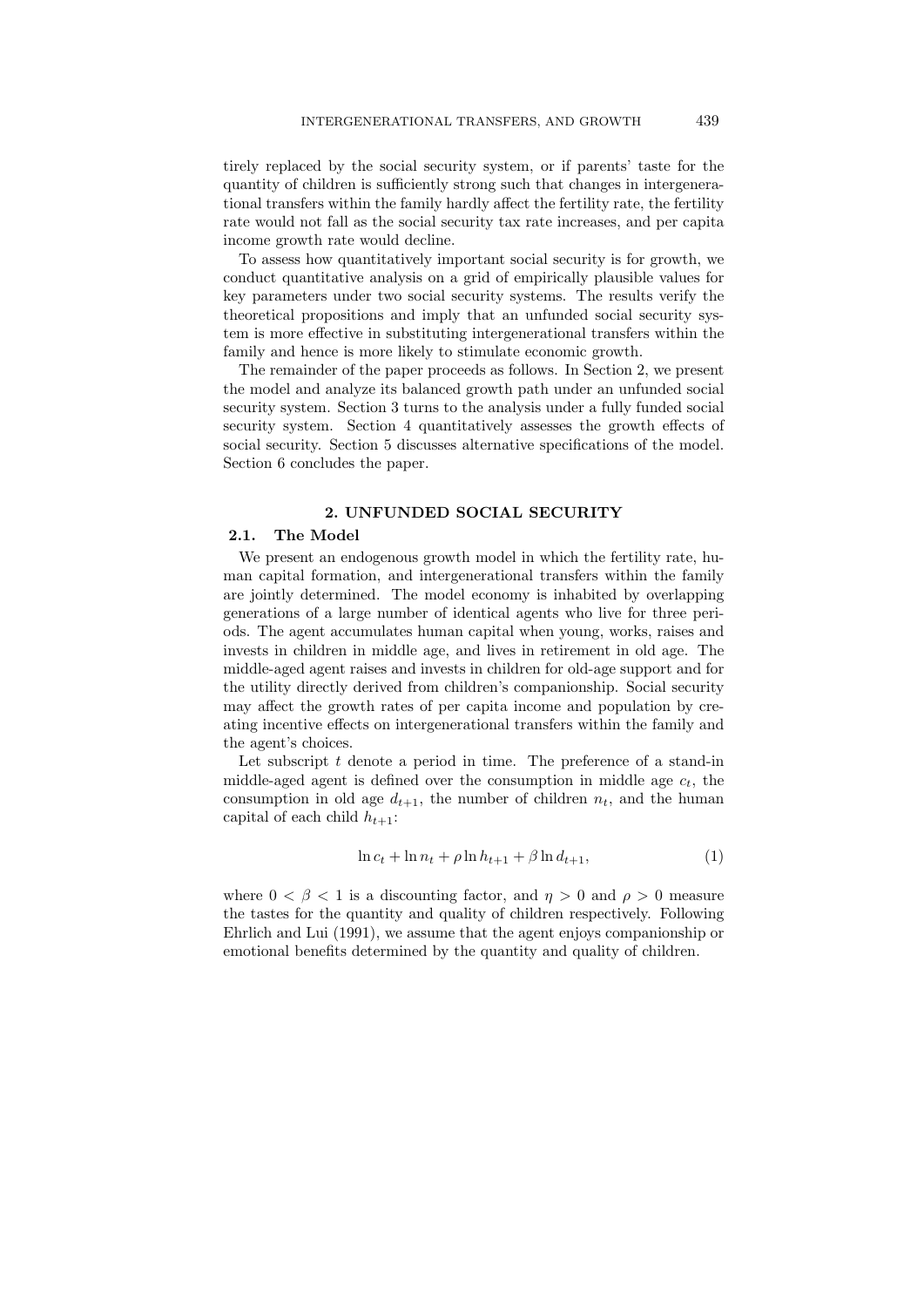tirely replaced by the social security system, or if parents' taste for the quantity of children is sufficiently strong such that changes in intergenerational transfers within the family hardly affect the fertility rate, the fertility rate would not fall as the social security tax rate increases, and per capita income growth rate would decline.

To assess how quantitatively important social security is for growth, we conduct quantitative analysis on a grid of empirically plausible values for key parameters under two social security systems. The results verify the theoretical propositions and imply that an unfunded social security system is more effective in substituting intergenerational transfers within the family and hence is more likely to stimulate economic growth.

The remainder of the paper proceeds as follows. In Section 2, we present the model and analyze its balanced growth path under an unfunded social security system. Section 3 turns to the analysis under a fully funded social security system. Section 4 quantitatively assesses the growth effects of social security. Section 5 discusses alternative specifications of the model. Section 6 concludes the paper.

## 2. UNFUNDED SOCIAL SECURITY

### 2.1. The Model

We present an endogenous growth model in which the fertility rate, human capital formation, and intergenerational transfers within the family are jointly determined. The model economy is inhabited by overlapping generations of a large number of identical agents who live for three periods. The agent accumulates human capital when young, works, raises and invests in children in middle age, and lives in retirement in old age. The middle-aged agent raises and invests in children for old-age support and for the utility directly derived from children's companionship. Social security may affect the growth rates of per capita income and population by creating incentive effects on intergenerational transfers within the family and the agent's choices.

Let subscript $t$ denote a period in time. The preference of a stand-in middle-aged agent is defined over the consumption in middle age $c_t$, the consumption in old age $d_{t+1}$, the number of children $n_t$, and the human capital of each child $h_{t+1}$:

$$\ln c_t + \ln n_t + \rho \ln h_{t+1} + \beta \ln d_{t+1}, \tag{1}$$

where $0 < \beta < 1$ is a discounting factor, and $\eta > 0$ and $\rho > 0$ measure the tastes for the quantity and quality of children respectively. Following Ehrlich and Lui (1991), we assume that the agent enjoys companionship or emotional benefits determined by the quantity and quality of children.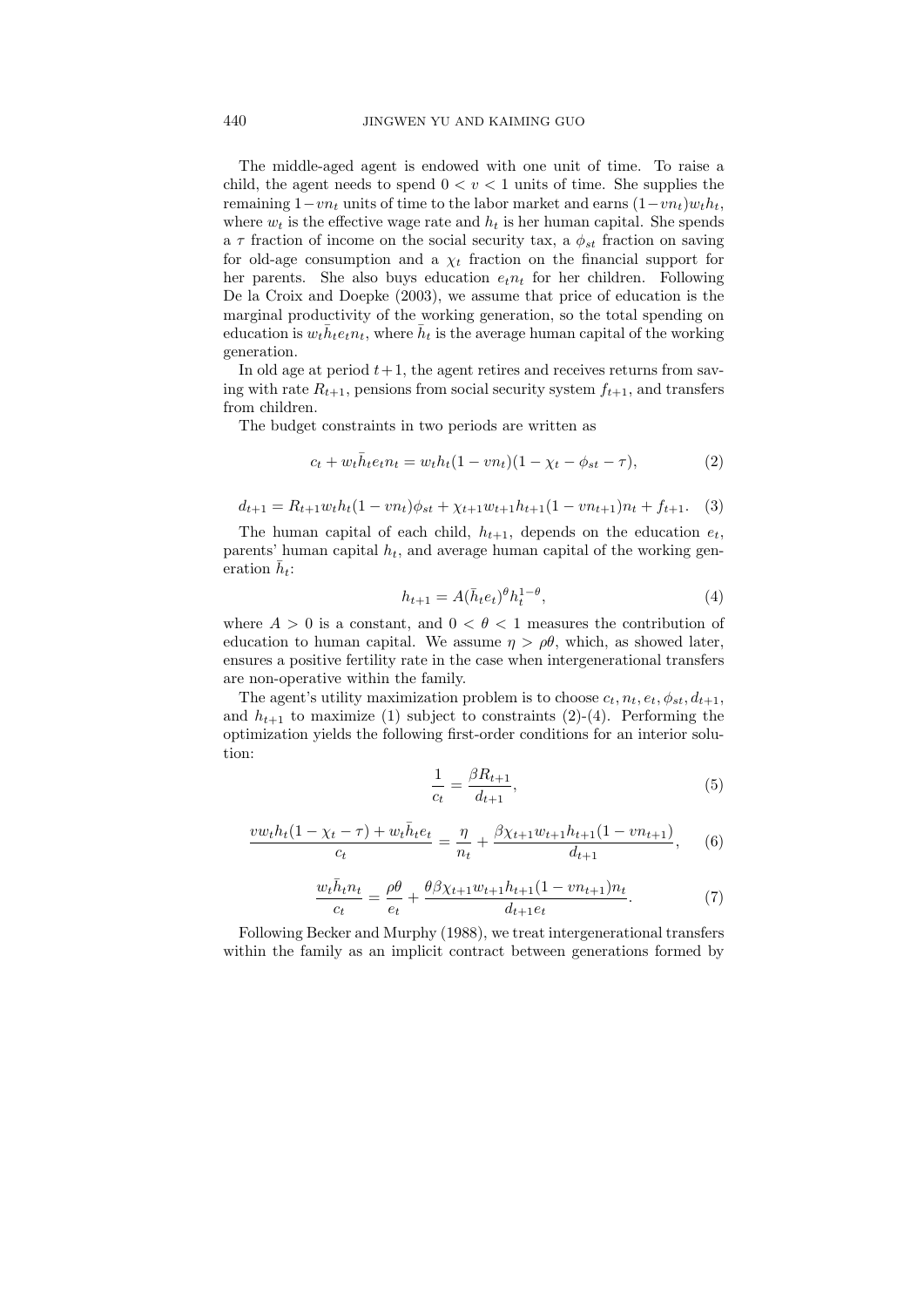The middle-aged agent is endowed with one unit of time. To raise a child, the agent needs to spend $0 < v < 1$ units of time. She supplies the remaining $1 - vn_t$ units of time to the labor market and earns $(1 - vn_t)w_t h_t$, where $w_t$ is the effective wage rate and $h_t$ is her human capital. She spends a $\tau$ fraction of income on the social security tax, a $\phi_{st}$ fraction on saving for old-age consumption and a $\chi_t$ fraction on the financial support for her parents. She also buys education $e_t n_t$ for her children. Following De la Croix and Doepke (2003), we assume that price of education is the marginal productivity of the working generation, so the total spending on education is $w_t \bar{h}_t e_t n_t$, where $\bar{h}_t$ is the average human capital of the working generation.

In old age at period $t+1$, the agent retires and receives returns from saving with rate $R_{t+1}$, pensions from social security system $f_{t+1}$, and transfers from children.

The budget constraints in two periods are written as

$$c_t + w_t \bar{h}_t e_t n_t = w_t h_t (1 - vn_t)(1 - \chi_t - \phi_{st} - \tau), \tag{2}$$

$$d_{t+1} = R_{t+1} w_t h_t (1 - vn_t)\phi_{st} + \chi_{t+1} w_{t+1} h_{t+1} (1 - vn_{t+1}) n_t + f_{t+1}. \tag{3}$$

The human capital of each child, $h_{t+1}$, depends on the education $e_t$, parents' human capital $h_t$, and average human capital of the working generation $\bar{h}_t$:

$$h_{t+1} = A(\bar{h}_t e_t)^{\theta} h_t^{1-\theta}, \tag{4}$$

where $A > 0$ is a constant, and $0 < \theta < 1$ measures the contribution of education to human capital. We assume $\eta > \rho\theta$, which, as showed later, ensures a positive fertility rate in the case when intergenerational transfers are non-operative within the family.

The agent's utility maximization problem is to choose $c_t, n_t, e_t, \phi_{st}, d_{t+1}$, and $h_{t+1}$ to maximize (1) subject to constraints (2)-(4). Performing the optimization yields the following first-order conditions for an interior solution:

$$\frac{1}{c_t} = \frac{\beta R_{t+1}}{d_{t+1}}, \tag{5}$$

$$\frac{v w_t h_t (1 - \chi_t - \tau) + w_t \bar{h}_t e_t}{c_t} = \frac{\eta}{n_t} + \frac{\beta \chi_{t+1} w_{t+1} h_{t+1} (1 - vn_{t+1})}{d_{t+1}}, \tag{6}$$

$$\frac{w_t \bar{h}_t n_t}{c_t} = \frac{\rho\theta}{e_t} + \frac{\theta \beta \chi_{t+1} w_{t+1} h_{t+1} (1 - vn_{t+1}) n_t}{d_{t+1} e_t}. \tag{7}$$

Following Becker and Murphy (1988), we treat intergenerational transfers within the family as an implicit contract between generations formed by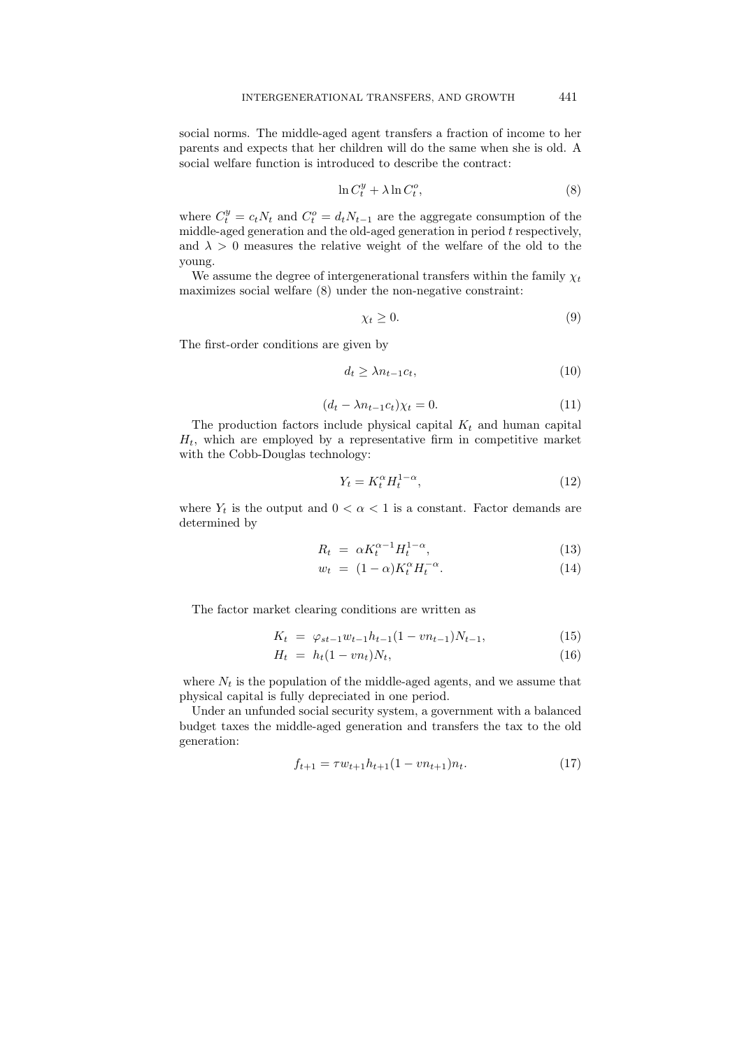social norms. The middle-aged agent transfers a fraction of income to her parents and expects that her children will do the same when she is old. A social welfare function is introduced to describe the contract:

$$\ln C_t^y + \lambda \ln C_t^o, \tag{8}$$

where $C_t^y = c_t N_t$ and $C_t^o = d_t N_{t-1}$ are the aggregate consumption of the middle-aged generation and the old-aged generation in period $t$ respectively, and $\lambda > 0$ measures the relative weight of the welfare of the old to the young.

We assume the degree of intergenerational transfers within the family $\chi_t$ maximizes social welfare (8) under the non-negative constraint:

$$\chi_t \geq 0. \tag{9}$$

The first-order conditions are given by

$$d_t \geq \lambda n_{t-1} c_t, \tag{10}$$

$$(d_t - \lambda n_{t-1} c_t)\chi_t = 0. \tag{11}$$

The production factors include physical capital $K_t$ and human capital $H_t$, which are employed by a representative firm in competitive market with the Cobb-Douglas technology:

$$Y_t = K_t^{\alpha} H_t^{1-\alpha}, \tag{12}$$

where $Y_t$ is the output and $0 < \alpha < 1$ is a constant. Factor demands are determined by

$$R_t = \alpha K_t^{\alpha-1} H_t^{1-\alpha}, \tag{13}$$

$$w_t = (1-\alpha) K_t^{\alpha} H_t^{-\alpha}. \tag{14}$$

The factor market clearing conditions are written as

$$K_t = \varphi_{st-1} w_{t-1} h_{t-1} (1 - v n_{t-1}) N_{t-1}, \tag{15}$$

$$H_t = h_t (1 - v n_t) N_t, \tag{16}$$

where $N_t$ is the population of the middle-aged agents, and we assume that physical capital is fully depreciated in one period.

Under an unfunded social security system, a government with a balanced budget taxes the middle-aged generation and transfers the tax to the old generation:

$$f_{t+1} = \tau w_{t+1} h_{t+1} (1 - v n_{t+1}) n_t. \tag{17}$$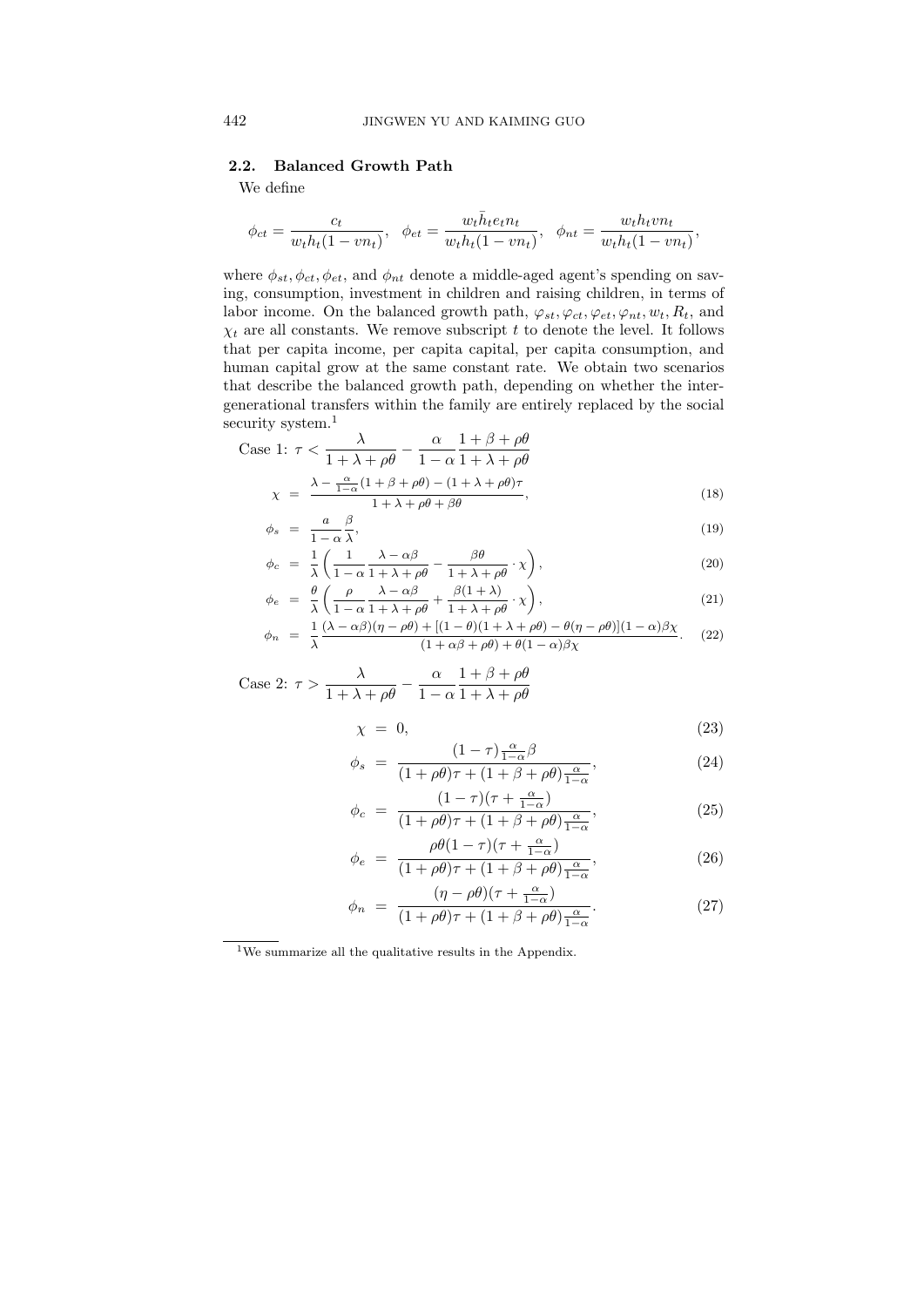### 2.2. Balanced Growth Path

We define

$$\phi_{ct} = \frac{c_t}{w_t h_t (1 - v n_t)}, \quad \phi_{et} = \frac{w_t \bar{h}_t e_t n_t}{w_t h_t (1 - v n_t)}, \quad \phi_{nt} = \frac{w_t h_t v n_t}{w_t h_t (1 - v n_t)},$$

where $\phi_{st}, \phi_{ct}, \phi_{et}$, and $\phi_{nt}$ denote a middle-aged agent's spending on saving, consumption, investment in children and raising children, in terms of labor income. On the balanced growth path, $\varphi_{st}, \varphi_{ct}, \varphi_{et}, \varphi_{nt}, w_t, R_t$, and $\chi_t$ are all constants. We remove subscript $t$ to denote the level. It follows that per capita income, per capita capital, per capita consumption, and human capital grow at the same constant rate. We obtain two scenarios that describe the balanced growth path, depending on whether the intergenerational transfers within the family are entirely replaced by the social security system.[1]

Case 1: $\tau < \dfrac{\lambda}{1 + \lambda + \rho\theta} - \dfrac{\alpha}{1 - \alpha} \dfrac{1 + \beta + \rho\theta}{1 + \lambda + \rho\theta}$

$$\chi = \frac{\lambda - \frac{\alpha}{1-\alpha}(1 + \beta + \rho\theta) - (1 + \lambda + \rho\theta)\tau}{1 + \lambda + \rho\theta + \beta\theta}, \tag{18}$$

$$\phi_s = \frac{a}{1 - \alpha} \frac{\beta}{\lambda}, \tag{19}$$

$$\phi_c = \frac{1}{\lambda} \left( \frac{1}{1 - \alpha} \frac{\lambda - \alpha\beta}{1 + \lambda + \rho\theta} - \frac{\beta\theta}{1 + \lambda + \rho\theta} \cdot \chi \right), \tag{20}$$

$$\phi_e = \frac{\theta}{\lambda} \left( \frac{\rho}{1 - \alpha} \frac{\lambda - \alpha\beta}{1 + \lambda + \rho\theta} + \frac{\beta(1 + \lambda)}{1 + \lambda + \rho\theta} \cdot \chi \right), \tag{21}$$

$$\phi_n = \frac{1}{\lambda} \frac{(\lambda - \alpha\beta)(\eta - \rho\theta) + [(1 - \theta)(1 + \lambda + \rho\theta) - \theta(\eta - \rho\theta)](1 - \alpha)\beta\chi}{(1 + \alpha\beta + \rho\theta) + \theta(1 - \alpha)\beta\chi}. \tag{22}$$

Case 2: $\tau > \dfrac{\lambda}{1 + \lambda + \rho\theta} - \dfrac{\alpha}{1 - \alpha} \dfrac{1 + \beta + \rho\theta}{1 + \lambda + \rho\theta}$

$$\chi = 0, \tag{23}$$

$$\phi_s = \frac{(1 - \tau)\frac{\alpha}{1-\alpha}\beta}{(1 + \rho\theta)\tau + (1 + \beta + \rho\theta)\frac{\alpha}{1-\alpha}}, \tag{24}$$

$$\phi_c = \frac{(1 - \tau)(\tau + \frac{\alpha}{1-\alpha})}{(1 + \rho\theta)\tau + (1 + \beta + \rho\theta)\frac{\alpha}{1-\alpha}}, \tag{25}$$

$$\phi_e = \frac{\rho\theta(1 - \tau)(\tau + \frac{\alpha}{1-\alpha})}{(1 + \rho\theta)\tau + (1 + \beta + \rho\theta)\frac{\alpha}{1-\alpha}}, \tag{26}$$

$$\phi_n = \frac{(\eta - \rho\theta)(\tau + \frac{\alpha}{1-\alpha})}{(1 + \rho\theta)\tau + (1 + \beta + \rho\theta)\frac{\alpha}{1-\alpha}}. \tag{27}$$

[1] We summarize all the qualitative results in the Appendix.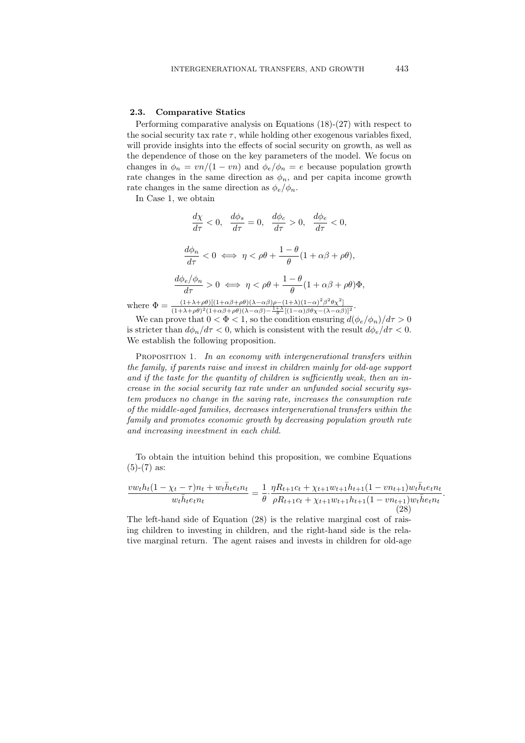### 2.3. Comparative Statics

Performing comparative analysis on Equations (18)-(27) with respect to the social security tax rate $\tau$, while holding other exogenous variables fixed, will provide insights into the effects of social security on growth, as well as the dependence of those on the key parameters of the model. We focus on changes in $\phi_n = vn/(1-vn)$ and $\phi_e/\phi_n = e$ because population growth rate changes in the same direction as $\phi_n$, and per capita income growth rate changes in the same direction as $\phi_e/\phi_n$.

In Case 1, we obtain

$$\frac{d\chi}{d\tau} < 0, \quad \frac{d\phi_s}{d\tau} = 0, \quad \frac{d\phi_c}{d\tau} > 0, \quad \frac{d\phi_e}{d\tau} < 0,$$

$$\frac{d\phi_n}{d\tau} < 0 \iff \eta < \rho\theta + \frac{1-\theta}{\theta}(1+\alpha\beta+\rho\theta),$$

$$\frac{d\phi_e/\phi_n}{d\tau} > 0 \iff \eta < \rho\theta + \frac{1-\theta}{\theta}(1+\alpha\beta+\rho\theta)\Phi,$$

where $\Phi = \frac{(1+\lambda+\rho\theta)[(1+\alpha\beta+\rho\theta)(\lambda-\alpha\beta)\rho-(1+\lambda)(1-\alpha)^2\beta^2\theta\chi^2]}{(1+\lambda+\rho\theta)^2(1+\alpha\beta+\rho\theta)(\lambda-\alpha\beta)-\frac{1+\lambda}{\theta}[(1-\alpha)\beta\theta\chi-(\lambda-\alpha\beta)]^2}$.

We can prove that $0 < \Phi < 1$, so the condition ensuring $d(\phi_e/\phi_n)/d\tau > 0$ is stricter than $d\phi_n/d\tau < 0$, which is consistent with the result $d\phi_e/d\tau < 0$. We establish the following proposition.

Proposition 1. *In an economy with intergenerational transfers within the family, if parents raise and invest in children mainly for old-age support and if the taste for the quantity of children is sufficiently weak, then an increase in the social security tax rate under an unfunded social security system produces no change in the saving rate, increases the consumption rate of the middle-aged families, decreases intergenerational transfers within the family and promotes economic growth by decreasing population growth rate and increasing investment in each child.*

To obtain the intuition behind this proposition, we combine Equations (5)-(7) as:

$$\frac{vw_th_t(1-\chi_t-\tau)n_t + w_t\bar{h}_te_tn_t}{w_t\bar{h}_te_tn_t} = \frac{1}{\theta}\cdot\frac{\eta R_{t+1}c_t + \chi_{t+1}w_{t+1}h_{t+1}(1-vn_{t+1})w_t\bar{h}_te_tn_t}{\rho R_{t+1}c_t + \chi_{t+1}w_{t+1}h_{t+1}(1-vn_{t+1})w_t\bar{h}e_tn_t}. \tag{28}$$

The left-hand side of Equation (28) is the relative marginal cost of raising children to investing in children, and the right-hand side is the relative marginal return. The agent raises and invests in children for old-age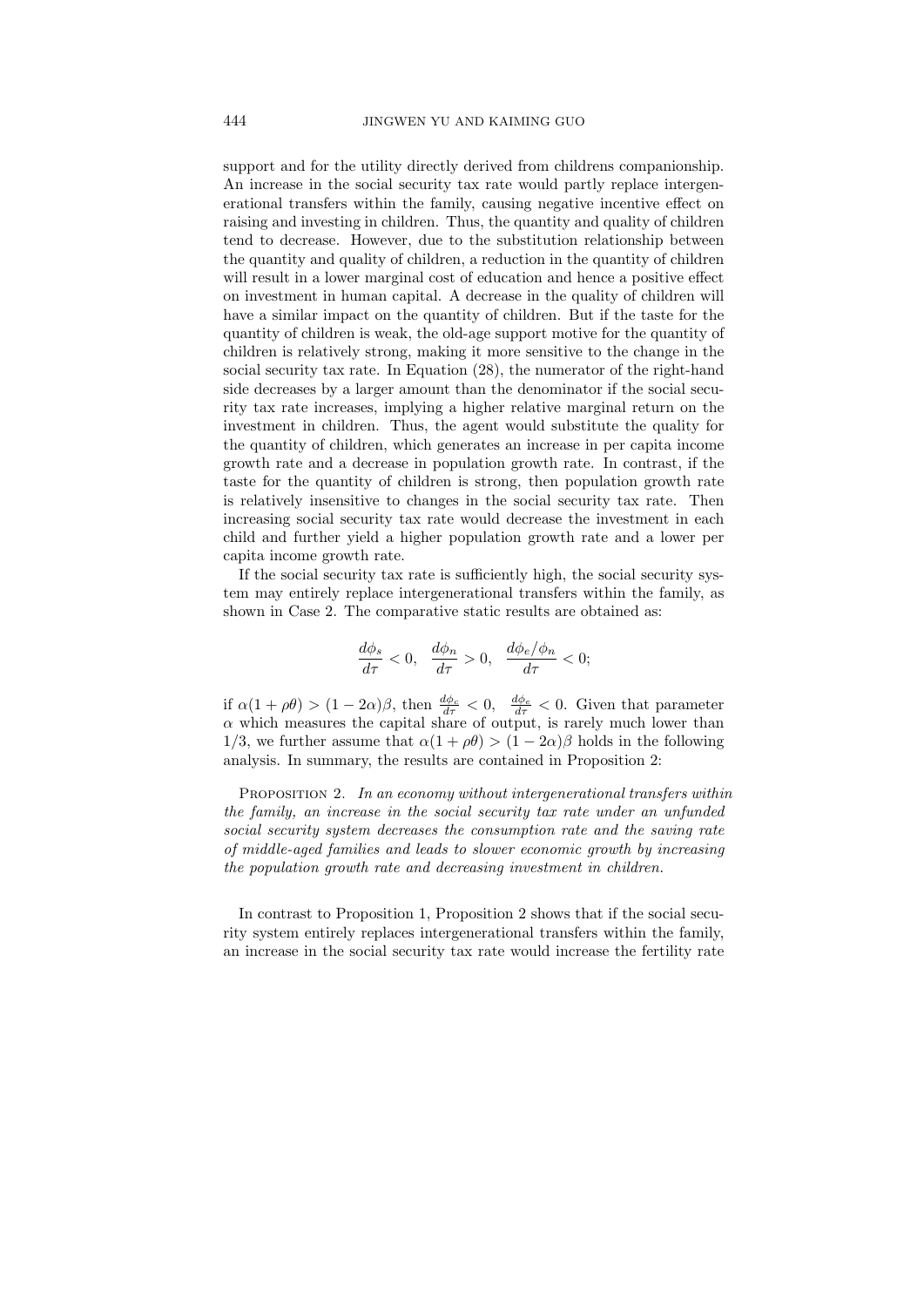support and for the utility directly derived from childrens companionship. An increase in the social security tax rate would partly replace intergenerational transfers within the family, causing negative incentive effect on raising and investing in children. Thus, the quantity and quality of children tend to decrease. However, due to the substitution relationship between the quantity and quality of children, a reduction in the quantity of children will result in a lower marginal cost of education and hence a positive effect on investment in human capital. A decrease in the quality of children will have a similar impact on the quantity of children. But if the taste for the quantity of children is weak, the old-age support motive for the quantity of children is relatively strong, making it more sensitive to the change in the social security tax rate. In Equation (28), the numerator of the right-hand side decreases by a larger amount than the denominator if the social security tax rate increases, implying a higher relative marginal return on the investment in children. Thus, the agent would substitute the quality for the quantity of children, which generates an increase in per capita income growth rate and a decrease in population growth rate. In contrast, if the taste for the quantity of children is strong, then population growth rate is relatively insensitive to changes in the social security tax rate. Then increasing social security tax rate would decrease the investment in each child and further yield a higher population growth rate and a lower per capita income growth rate.

If the social security tax rate is sufficiently high, the social security system may entirely replace intergenerational transfers within the family, as shown in Case 2. The comparative static results are obtained as:

$$\frac{d\phi_s}{d\tau} < 0, \quad \frac{d\phi_n}{d\tau} > 0, \quad \frac{d\phi_e/\phi_n}{d\tau} < 0;$$

if $\alpha(1+\rho\theta) > (1-2\alpha)\beta$, then $\frac{d\phi_c}{d\tau} < 0$, $\frac{d\phi_e}{d\tau} < 0$. Given that parameter $\alpha$ which measures the capital share of output, is rarely much lower than 1/3, we further assume that $\alpha(1+\rho\theta) > (1-2\alpha)\beta$ holds in the following analysis. In summary, the results are contained in Proposition 2:

Proposition 2. *In an economy without intergenerational transfers within the family, an increase in the social security tax rate under an unfunded social security system decreases the consumption rate and the saving rate of middle-aged families and leads to slower economic growth by increasing the population growth rate and decreasing investment in children.*

In contrast to Proposition 1, Proposition 2 shows that if the social security system entirely replaces intergenerational transfers within the family, an increase in the social security tax rate would increase the fertility rate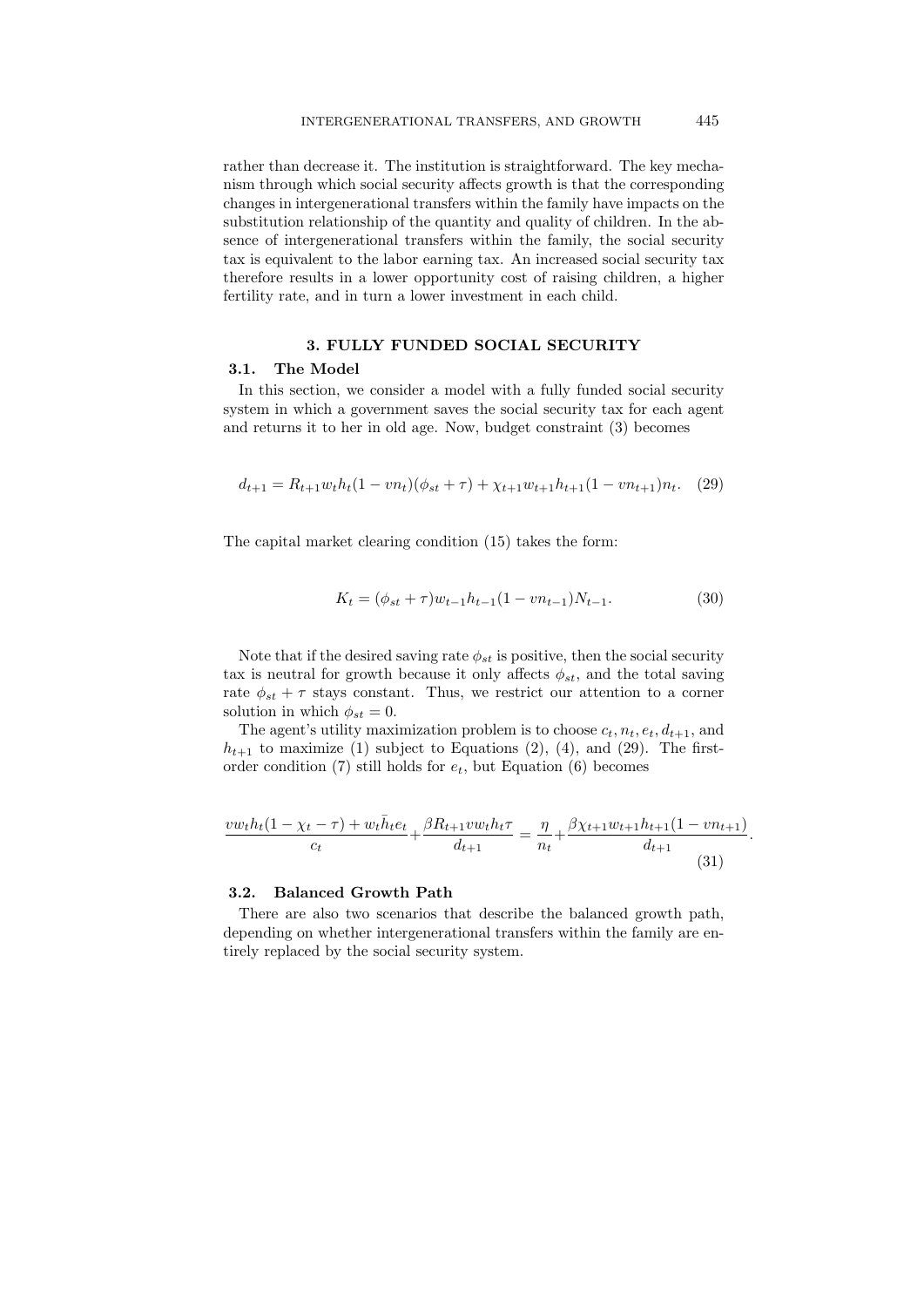rather than decrease it. The institution is straightforward. The key mechanism through which social security affects growth is that the corresponding changes in intergenerational transfers within the family have impacts on the substitution relationship of the quantity and quality of children. In the absence of intergenerational transfers within the family, the social security tax is equivalent to the labor earning tax. An increased social security tax therefore results in a lower opportunity cost of raising children, a higher fertility rate, and in turn a lower investment in each child.

## 3. FULLY FUNDED SOCIAL SECURITY

### 3.1. The Model

In this section, we consider a model with a fully funded social security system in which a government saves the social security tax for each agent and returns it to her in old age. Now, budget constraint (3) becomes

$$d_{t+1} = R_{t+1} w_t h_t (1 - v n_t)(\phi_{st} + \tau) + \chi_{t+1} w_{t+1} h_{t+1} (1 - v n_{t+1}) n_t. \quad (29)$$

The capital market clearing condition (15) takes the form:

$$K_t = (\phi_{st} + \tau) w_{t-1} h_{t-1} (1 - v n_{t-1}) N_{t-1}. \quad (30)$$

Note that if the desired saving rate $\phi_{st}$ is positive, then the social security tax is neutral for growth because it only affects $\phi_{st}$, and the total saving rate $\phi_{st} + \tau$ stays constant. Thus, we restrict our attention to a corner solution in which $\phi_{st} = 0$.

The agent's utility maximization problem is to choose $c_t, n_t, e_t, d_{t+1}$, and $h_{t+1}$ to maximize (1) subject to Equations (2), (4), and (29). The first-order condition (7) still holds for $e_t$, but Equation (6) becomes

$$\frac{v w_t h_t (1 - \chi_t - \tau) + w_t \bar{h}_t e_t}{c_t} + \frac{\beta R_{t+1} v w_t h_t \tau}{d_{t+1}} = \frac{\eta}{n_t} + \frac{\beta \chi_{t+1} w_{t+1} h_{t+1} (1 - v n_{t+1})}{d_{t+1}}. \quad (31)$$

### 3.2. Balanced Growth Path

There are also two scenarios that describe the balanced growth path, depending on whether intergenerational transfers within the family are entirely replaced by the social security system.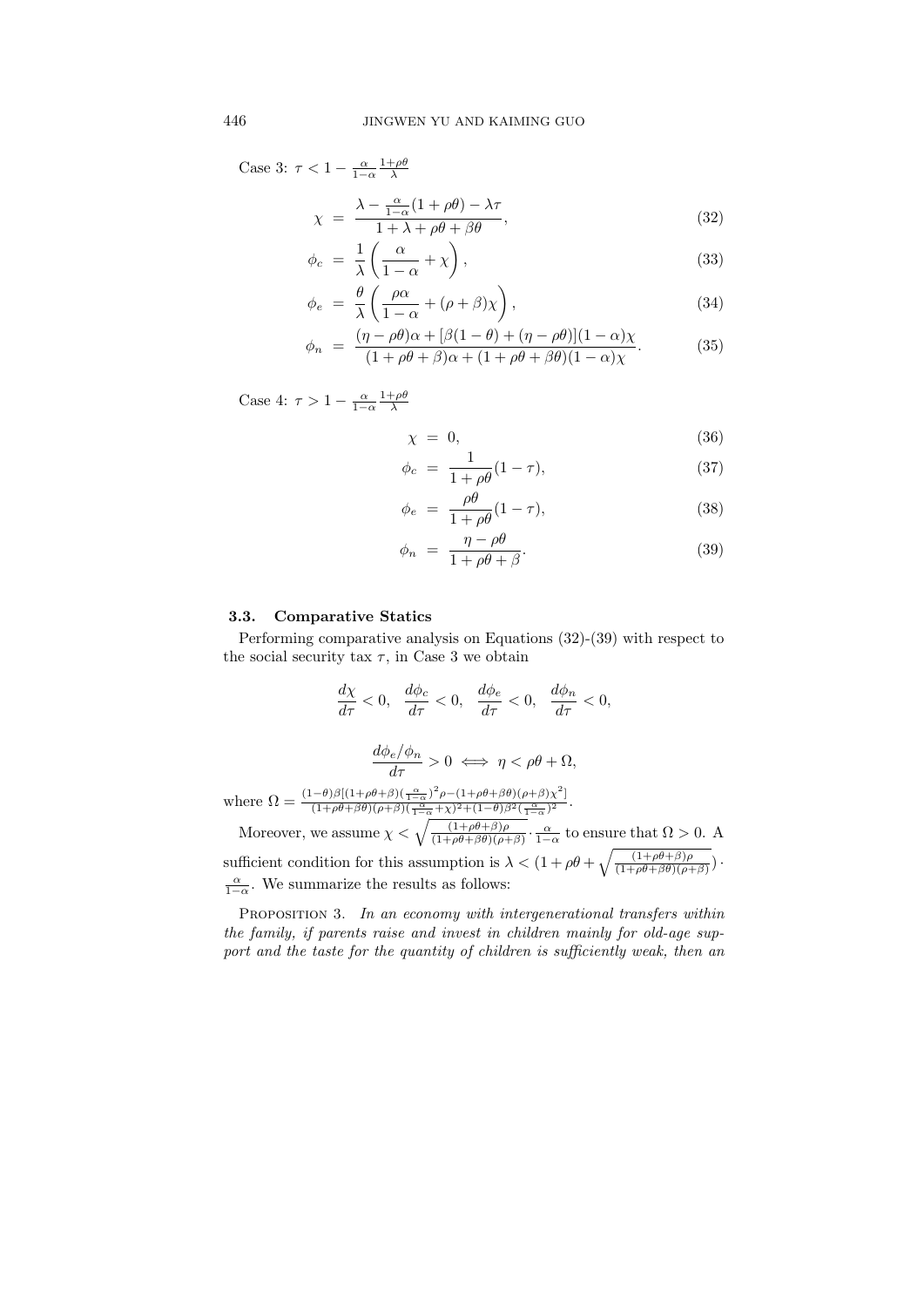Case 3: $\tau < 1 - \frac{\alpha}{1-\alpha}\frac{1+\rho\theta}{\lambda}$

$$\chi = \frac{\lambda - \frac{\alpha}{1-\alpha}(1+\rho\theta) - \lambda\tau}{1+\lambda+\rho\theta+\beta\theta}, \tag{32}$$

$$\phi_c = \frac{1}{\lambda}\left(\frac{\alpha}{1-\alpha} + \chi\right), \tag{33}$$

$$\phi_e = \frac{\theta}{\lambda}\left(\frac{\rho\alpha}{1-\alpha} + (\rho+\beta)\chi\right), \tag{34}$$

$$\phi_n = \frac{(\eta-\rho\theta)\alpha + [\beta(1-\theta)+(\eta-\rho\theta)](1-\alpha)\chi}{(1+\rho\theta+\beta)\alpha + (1+\rho\theta+\beta\theta)(1-\alpha)\chi}. \tag{35}$$

Case 4: $\tau > 1 - \frac{\alpha}{1-\alpha}\frac{1+\rho\theta}{\lambda}$

$$\chi = 0, \tag{36}$$

$$\phi_c = \frac{1}{1+\rho\theta}(1-\tau), \tag{37}$$

$$\phi_e = \frac{\rho\theta}{1+\rho\theta}(1-\tau), \tag{38}$$

$$\phi_n = \frac{\eta-\rho\theta}{1+\rho\theta+\beta}. \tag{39}$$

### 3.3. Comparative Statics

Performing comparative analysis on Equations (32)-(39) with respect to the social security tax $\tau$, in Case 3 we obtain

$$\frac{d\chi}{d\tau} < 0, \quad \frac{d\phi_c}{d\tau} < 0, \quad \frac{d\phi_e}{d\tau} < 0, \quad \frac{d\phi_n}{d\tau} < 0,$$

$$\frac{d\phi_e/\phi_n}{d\tau} > 0 \iff \eta < \rho\theta + \Omega,$$

where $\Omega = \frac{(1-\theta)\beta[(1+\rho\theta+\beta)(\frac{\alpha}{1-\alpha})^2\rho - (1+\rho\theta+\beta\theta)(\rho+\beta)\chi^2]}{(1+\rho\theta+\beta\theta)(\rho+\beta)(\frac{\alpha}{1-\alpha}+\chi)^2 + (1-\theta)\beta^2(\frac{\alpha}{1-\alpha})^2}$.

Moreover, we assume $\chi < \sqrt{\frac{(1+\rho\theta+\beta)\rho}{(1+\rho\theta+\beta\theta)(\rho+\beta)}} \cdot \frac{\alpha}{1-\alpha}$ to ensure that $\Omega > 0$. A sufficient condition for this assumption is $\lambda < (1+\rho\theta+\sqrt{\frac{(1+\rho\theta+\beta)\rho}{(1+\rho\theta+\beta\theta)(\rho+\beta)}}) \cdot \frac{\alpha}{1-\alpha}$. We summarize the results as follows:

Proposition 3. *In an economy with intergenerational transfers within the family, if parents raise and invest in children mainly for old-age support and the taste for the quantity of children is sufficiently weak, then an*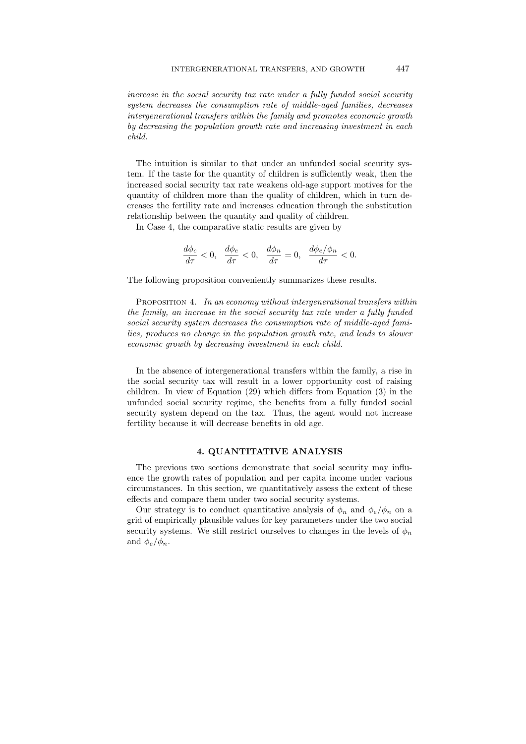*increase in the social security tax rate under a fully funded social security system decreases the consumption rate of middle-aged families, decreases intergenerational transfers within the family and promotes economic growth by decreasing the population growth rate and increasing investment in each child.*

The intuition is similar to that under an unfunded social security system. If the taste for the quantity of children is sufficiently weak, then the increased social security tax rate weakens old-age support motives for the quantity of children more than the quality of children, which in turn decreases the fertility rate and increases education through the substitution relationship between the quantity and quality of children.

In Case 4, the comparative static results are given by

$$\frac{d\phi_c}{d\tau} < 0, \quad \frac{d\phi_e}{d\tau} < 0, \quad \frac{d\phi_n}{d\tau} = 0, \quad \frac{d\phi_e/\phi_n}{d\tau} < 0.$$

The following proposition conveniently summarizes these results.

Proposition 4. *In an economy without intergenerational transfers within the family, an increase in the social security tax rate under a fully funded social security system decreases the consumption rate of middle-aged families, produces no change in the population growth rate, and leads to slower economic growth by decreasing investment in each child.*

In the absence of intergenerational transfers within the family, a rise in the social security tax will result in a lower opportunity cost of raising children. In view of Equation (29) which differs from Equation (3) in the unfunded social security regime, the benefits from a fully funded social security system depend on the tax. Thus, the agent would not increase fertility because it will decrease benefits in old age.

## 4. QUANTITATIVE ANALYSIS

The previous two sections demonstrate that social security may influence the growth rates of population and per capita income under various circumstances. In this section, we quantitatively assess the extent of these effects and compare them under two social security systems.

Our strategy is to conduct quantitative analysis of $\phi_n$ and $\phi_e/\phi_n$ on a grid of empirically plausible values for key parameters under the two social security systems. We still restrict ourselves to changes in the levels of $\phi_n$ and $\phi_e/\phi_n$.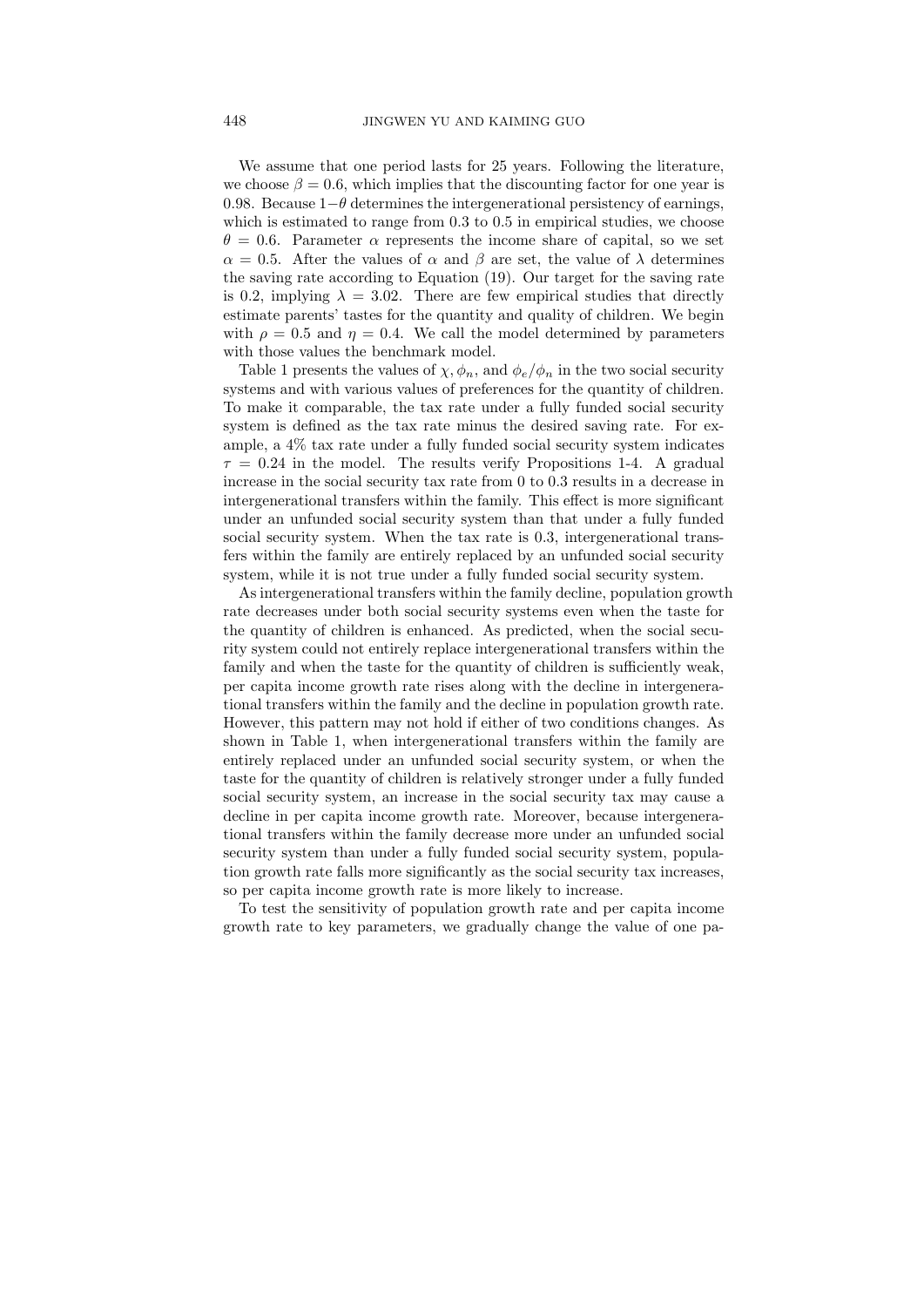We assume that one period lasts for 25 years. Following the literature, we choose $\beta = 0.6$, which implies that the discounting factor for one year is 0.98. Because $1-\theta$ determines the intergenerational persistency of earnings, which is estimated to range from 0.3 to 0.5 in empirical studies, we choose $\theta = 0.6$. Parameter $\alpha$ represents the income share of capital, so we set $\alpha = 0.5$. After the values of $\alpha$ and $\beta$ are set, the value of $\lambda$ determines the saving rate according to Equation (19). Our target for the saving rate is 0.2, implying $\lambda = 3.02$. There are few empirical studies that directly estimate parents' tastes for the quantity and quality of children. We begin with $\rho = 0.5$ and $\eta = 0.4$. We call the model determined by parameters with those values the benchmark model.

Table 1 presents the values of $\chi, \phi_n$, and $\phi_e/\phi_n$ in the two social security systems and with various values of preferences for the quantity of children. To make it comparable, the tax rate under a fully funded social security system is defined as the tax rate minus the desired saving rate. For example, a 4% tax rate under a fully funded social security system indicates $\tau = 0.24$ in the model. The results verify Propositions 1-4. A gradual increase in the social security tax rate from 0 to 0.3 results in a decrease in intergenerational transfers within the family. This effect is more significant under an unfunded social security system than that under a fully funded social security system. When the tax rate is 0.3, intergenerational transfers within the family are entirely replaced by an unfunded social security system, while it is not true under a fully funded social security system.

As intergenerational transfers within the family decline, population growth rate decreases under both social security systems even when the taste for the quantity of children is enhanced. As predicted, when the social security system could not entirely replace intergenerational transfers within the family and when the taste for the quantity of children is sufficiently weak, per capita income growth rate rises along with the decline in intergenerational transfers within the family and the decline in population growth rate. However, this pattern may not hold if either of two conditions changes. As shown in Table 1, when intergenerational transfers within the family are entirely replaced under an unfunded social security system, or when the taste for the quantity of children is relatively stronger under a fully funded social security system, an increase in the social security tax may cause a decline in per capita income growth rate. Moreover, because intergenerational transfers within the family decrease more under an unfunded social security system than under a fully funded social security system, population growth rate falls more significantly as the social security tax increases, so per capita income growth rate is more likely to increase.

To test the sensitivity of population growth rate and per capita income growth rate to key parameters, we gradually change the value of one pa-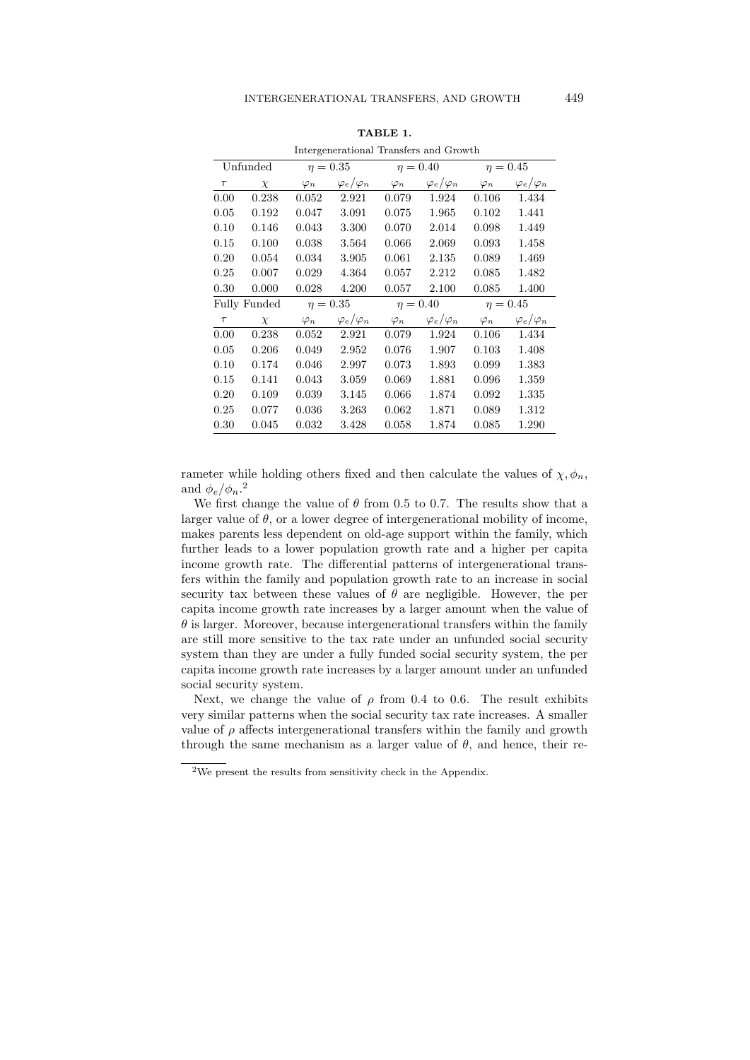**TABLE 1.**

Intergenerational Transfers and Growth

| Unfunded | | $\eta = 0.35$ | | $\eta = 0.40$ | | $\eta = 0.45$ | |
|---|---|---|---|---|---|---|---|
| $\tau$ | $\chi$ | $\varphi_n$ | $\varphi_e/\varphi_n$ | $\varphi_n$ | $\varphi_e/\varphi_n$ | $\varphi_n$ | $\varphi_e/\varphi_n$ |
| 0.00 | 0.238 | 0.052 | 2.921 | 0.079 | 1.924 | 0.106 | 1.434 |
| 0.05 | 0.192 | 0.047 | 3.091 | 0.075 | 1.965 | 0.102 | 1.441 |
| 0.10 | 0.146 | 0.043 | 3.300 | 0.070 | 2.014 | 0.098 | 1.449 |
| 0.15 | 0.100 | 0.038 | 3.564 | 0.066 | 2.069 | 0.093 | 1.458 |
| 0.20 | 0.054 | 0.034 | 3.905 | 0.061 | 2.135 | 0.089 | 1.469 |
| 0.25 | 0.007 | 0.029 | 4.364 | 0.057 | 2.212 | 0.085 | 1.482 |
| 0.30 | 0.000 | 0.028 | 4.200 | 0.057 | 2.100 | 0.085 | 1.400 |
| **Fully Funded** | | $\eta = 0.35$ | | $\eta = 0.40$ | | $\eta = 0.45$ | |
| $\tau$ | $\chi$ | $\varphi_n$ | $\varphi_e/\varphi_n$ | $\varphi_n$ | $\varphi_e/\varphi_n$ | $\varphi_n$ | $\varphi_e/\varphi_n$ |
| 0.00 | 0.238 | 0.052 | 2.921 | 0.079 | 1.924 | 0.106 | 1.434 |
| 0.05 | 0.206 | 0.049 | 2.952 | 0.076 | 1.907 | 0.103 | 1.408 |
| 0.10 | 0.174 | 0.046 | 2.997 | 0.073 | 1.893 | 0.099 | 1.383 |
| 0.15 | 0.141 | 0.043 | 3.059 | 0.069 | 1.881 | 0.096 | 1.359 |
| 0.20 | 0.109 | 0.039 | 3.145 | 0.066 | 1.874 | 0.092 | 1.335 |
| 0.25 | 0.077 | 0.036 | 3.263 | 0.062 | 1.871 | 0.089 | 1.312 |
| 0.30 | 0.045 | 0.032 | 3.428 | 0.058 | 1.874 | 0.085 | 1.290 |

rameter while holding others fixed and then calculate the values of $\chi, \phi_n$, and $\phi_e/\phi_n$.[2]

We first change the value of $\theta$ from 0.5 to 0.7. The results show that a larger value of $\theta$, or a lower degree of intergenerational mobility of income, makes parents less dependent on old-age support within the family, which further leads to a lower population growth rate and a higher per capita income growth rate. The differential patterns of intergenerational transfers within the family and population growth rate to an increase in social security tax between these values of $\theta$ are negligible. However, the per capita income growth rate increases by a larger amount when the value of $\theta$ is larger. Moreover, because intergenerational transfers within the family are still more sensitive to the tax rate under an unfunded social security system than they are under a fully funded social security system, the per capita income growth rate increases by a larger amount under an unfunded social security system.

Next, we change the value of $\rho$ from 0.4 to 0.6. The result exhibits very similar patterns when the social security tax rate increases. A smaller value of $\rho$ affects intergenerational transfers within the family and growth through the same mechanism as a larger value of $\theta$, and hence, their re-

[2] We present the results from sensitivity check in the Appendix.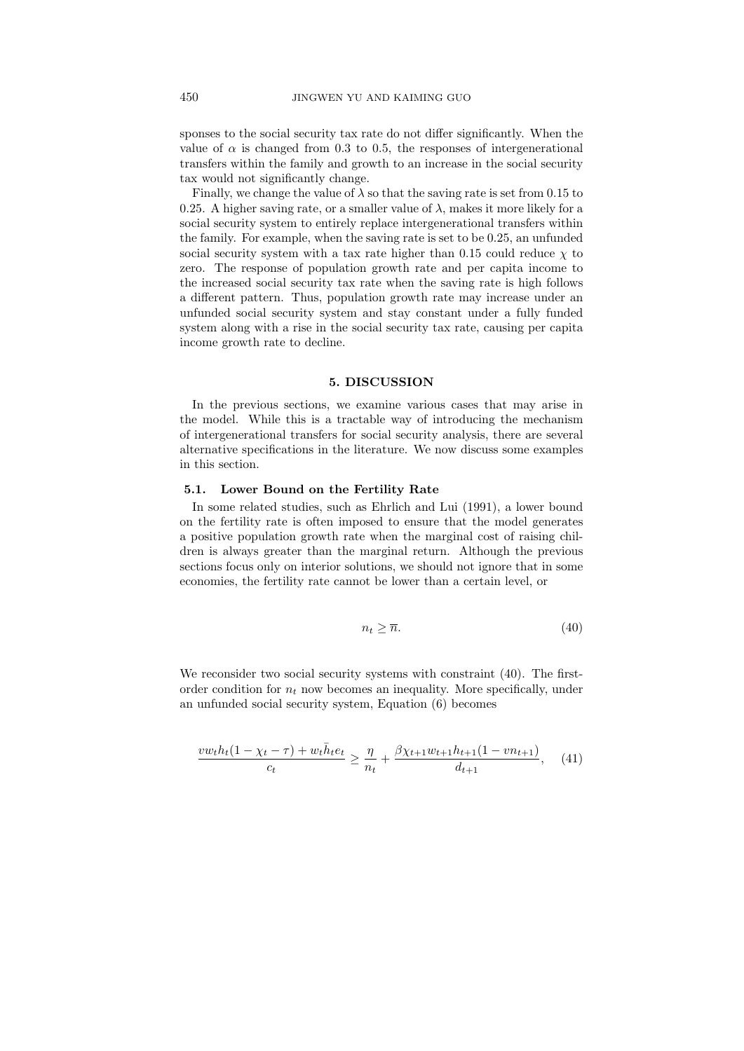sponses to the social security tax rate do not differ significantly. When the value of $\alpha$ is changed from 0.3 to 0.5, the responses of intergenerational transfers within the family and growth to an increase in the social security tax would not significantly change.

Finally, we change the value of $\lambda$ so that the saving rate is set from 0.15 to 0.25. A higher saving rate, or a smaller value of $\lambda$, makes it more likely for a social security system to entirely replace intergenerational transfers within the family. For example, when the saving rate is set to be 0.25, an unfunded social security system with a tax rate higher than 0.15 could reduce $\chi$ to zero. The response of population growth rate and per capita income to the increased social security tax rate when the saving rate is high follows a different pattern. Thus, population growth rate may increase under an unfunded social security system and stay constant under a fully funded system along with a rise in the social security tax rate, causing per capita income growth rate to decline.

## 5. DISCUSSION

In the previous sections, we examine various cases that may arise in the model. While this is a tractable way of introducing the mechanism of intergenerational transfers for social security analysis, there are several alternative specifications in the literature. We now discuss some examples in this section.

### 5.1. Lower Bound on the Fertility Rate

In some related studies, such as Ehrlich and Lui (1991), a lower bound on the fertility rate is often imposed to ensure that the model generates a positive population growth rate when the marginal cost of raising children is always greater than the marginal return. Although the previous sections focus only on interior solutions, we should not ignore that in some economies, the fertility rate cannot be lower than a certain level, or

$$n_t \geq \overline{n}. \tag{40}$$

We reconsider two social security systems with constraint (40). The first-order condition for $n_t$ now becomes an inequality. More specifically, under an unfunded social security system, Equation (6) becomes

$$\frac{vw_t h_t(1-\chi_t-\tau)+w_t\bar{h}_t e_t}{c_t} \geq \frac{\eta}{n_t} + \frac{\beta\chi_{t+1}w_{t+1}h_{t+1}(1-vn_{t+1})}{d_{t+1}}, \tag{41}$$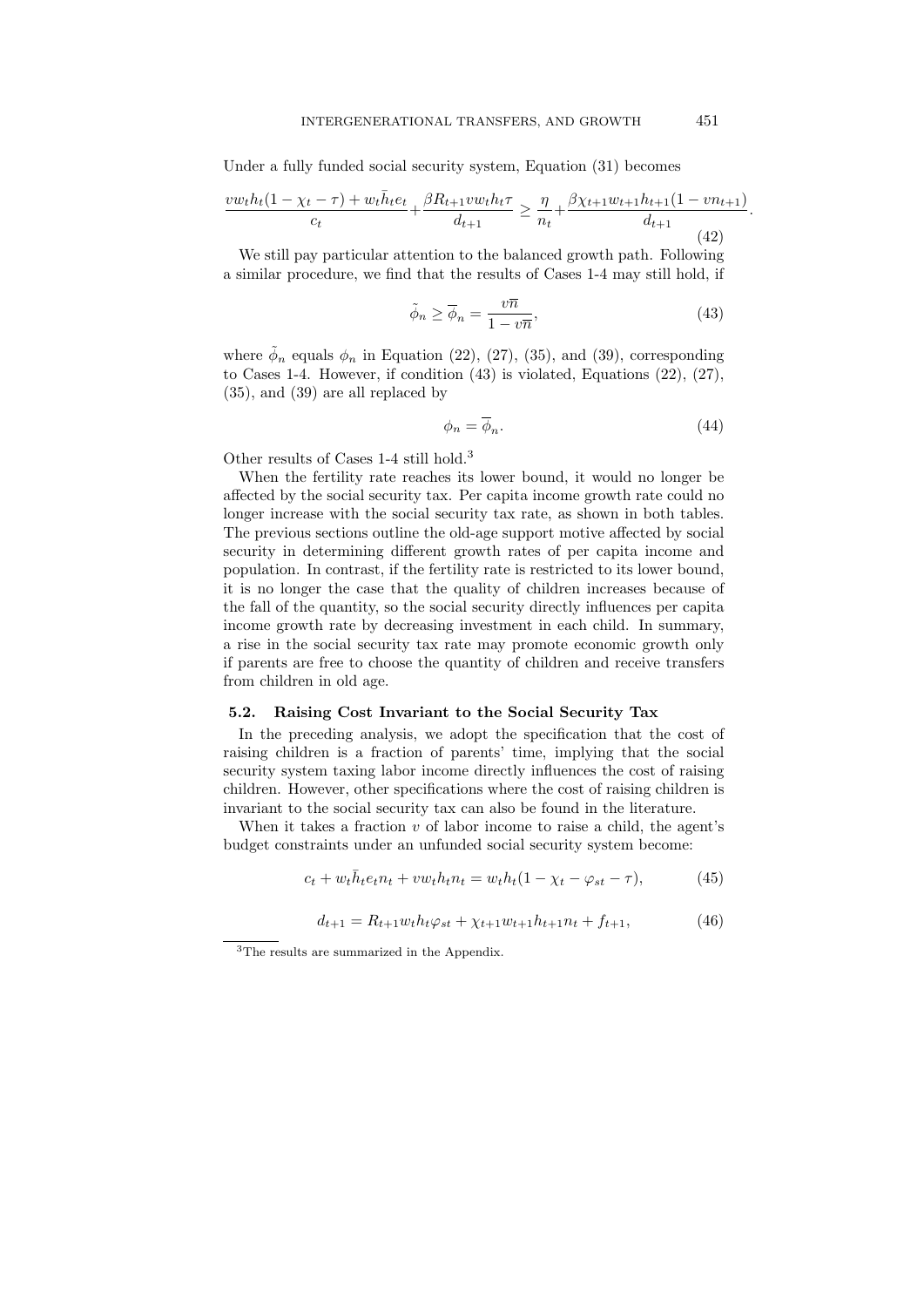Under a fully funded social security system, Equation (31) becomes

$$\frac{vw_th_t(1-\chi_t-\tau)+w_t\bar{h}_te_t}{c_t}+\frac{\beta R_{t+1}vw_th_t\tau}{d_{t+1}}\geq\frac{\eta}{n_t}+\frac{\beta\chi_{t+1}w_{t+1}h_{t+1}(1-vn_{t+1})}{d_{t+1}}. \tag{42}$$

We still pay particular attention to the balanced growth path. Following a similar procedure, we find that the results of Cases 1-4 may still hold, if

$$\tilde{\phi}_n\geq\overline{\phi}_n=\frac{v\overline{n}}{1-v\overline{n}}, \tag{43}$$

where $\tilde{\phi}_n$ equals $\phi_n$ in Equation (22), (27), (35), and (39), corresponding to Cases 1-4. However, if condition (43) is violated, Equations (22), (27), (35), and (39) are all replaced by

$$\phi_n=\overline{\phi}_n. \tag{44}$$

Other results of Cases 1-4 still hold.[3]

When the fertility rate reaches its lower bound, it would no longer be affected by the social security tax. Per capita income growth rate could no longer increase with the social security tax rate, as shown in both tables. The previous sections outline the old-age support motive affected by social security in determining different growth rates of per capita income and population. In contrast, if the fertility rate is restricted to its lower bound, it is no longer the case that the quality of children increases because of the fall of the quantity, so the social security directly influences per capita income growth rate by decreasing investment in each child. In summary, a rise in the social security tax rate may promote economic growth only if parents are free to choose the quantity of children and receive transfers from children in old age.

### 5.2. Raising Cost Invariant to the Social Security Tax

In the preceding analysis, we adopt the specification that the cost of raising children is a fraction of parents' time, implying that the social security system taxing labor income directly influences the cost of raising children. However, other specifications where the cost of raising children is invariant to the social security tax can also be found in the literature.

When it takes a fraction $v$ of labor income to raise a child, the agent's budget constraints under an unfunded social security system become:

$$c_t+w_t\bar{h}_te_tn_t+vw_th_tn_t=w_th_t(1-\chi_t-\varphi_{st}-\tau), \tag{45}$$

$$d_{t+1}=R_{t+1}w_th_t\varphi_{st}+\chi_{t+1}w_{t+1}h_{t+1}n_t+f_{t+1}, \tag{46}$$

[3] The results are summarized in the Appendix.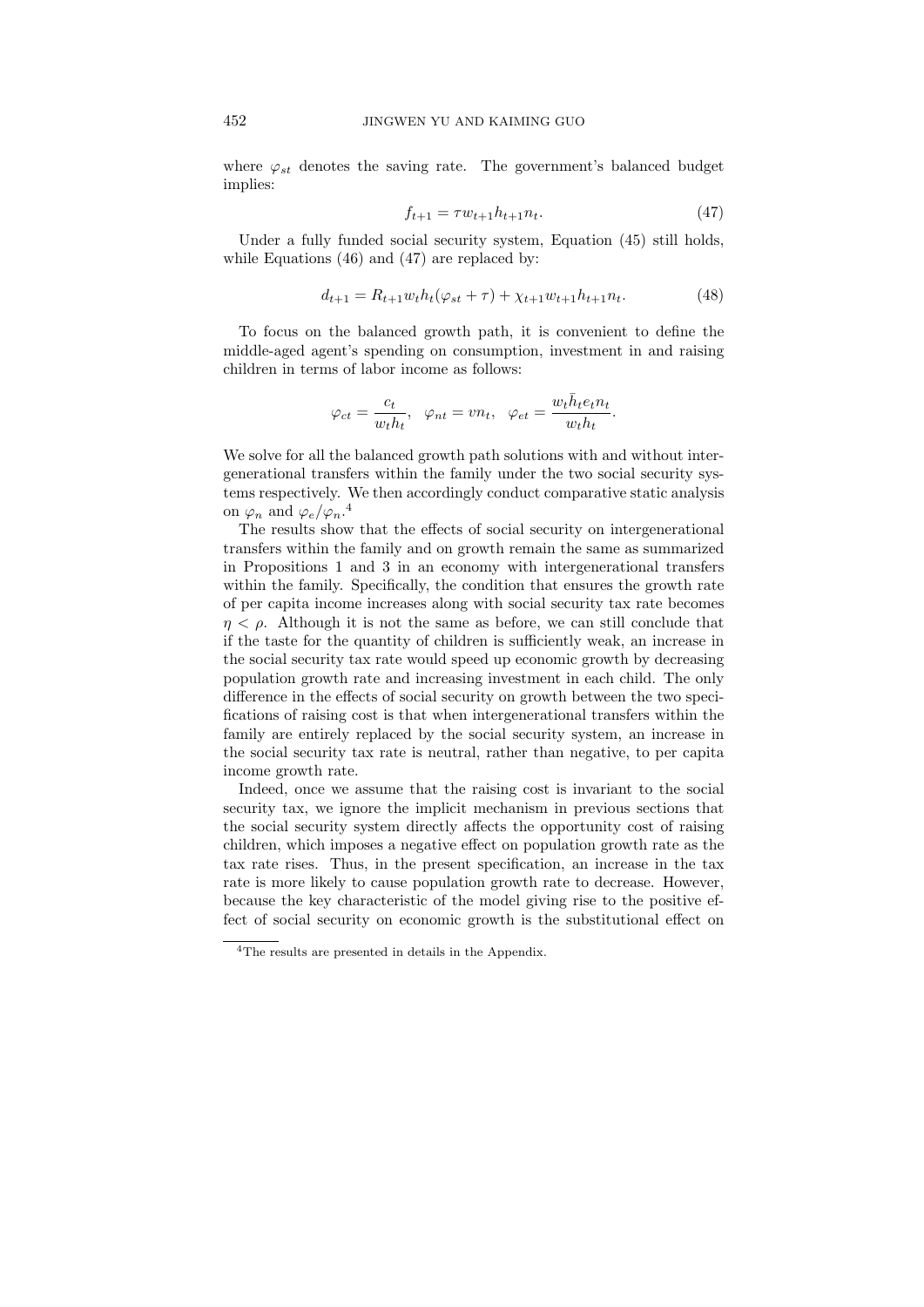where $\varphi_{st}$ denotes the saving rate. The government's balanced budget implies:

$$f_{t+1} = \tau w_{t+1} h_{t+1} n_t. \tag{47}$$

Under a fully funded social security system, Equation (45) still holds, while Equations (46) and (47) are replaced by:

$$d_{t+1} = R_{t+1} w_t h_t (\varphi_{st} + \tau) + \chi_{t+1} w_{t+1} h_{t+1} n_t. \tag{48}$$

To focus on the balanced growth path, it is convenient to define the middle-aged agent's spending on consumption, investment in and raising children in terms of labor income as follows:

$$\varphi_{ct} = \frac{c_t}{w_t h_t}, \quad \varphi_{nt} = v n_t, \quad \varphi_{et} = \frac{w_t \bar{h}_t e_t n_t}{w_t h_t}.$$

We solve for all the balanced growth path solutions with and without intergenerational transfers within the family under the two social security systems respectively. We then accordingly conduct comparative static analysis on $\varphi_n$ and $\varphi_e/\varphi_n$.[4]

The results show that the effects of social security on intergenerational transfers within the family and on growth remain the same as summarized in Propositions 1 and 3 in an economy with intergenerational transfers within the family. Specifically, the condition that ensures the growth rate of per capita income increases along with social security tax rate becomes $\eta < \rho$. Although it is not the same as before, we can still conclude that if the taste for the quantity of children is sufficiently weak, an increase in the social security tax rate would speed up economic growth by decreasing population growth rate and increasing investment in each child. The only difference in the effects of social security on growth between the two specifications of raising cost is that when intergenerational transfers within the family are entirely replaced by the social security system, an increase in the social security tax rate is neutral, rather than negative, to per capita income growth rate.

Indeed, once we assume that the raising cost is invariant to the social security tax, we ignore the implicit mechanism in previous sections that the social security system directly affects the opportunity cost of raising children, which imposes a negative effect on population growth rate as the tax rate rises. Thus, in the present specification, an increase in the tax rate is more likely to cause population growth rate to decrease. However, because the key characteristic of the model giving rise to the positive effect of social security on economic growth is the substitutional effect on

[4] The results are presented in details in the Appendix.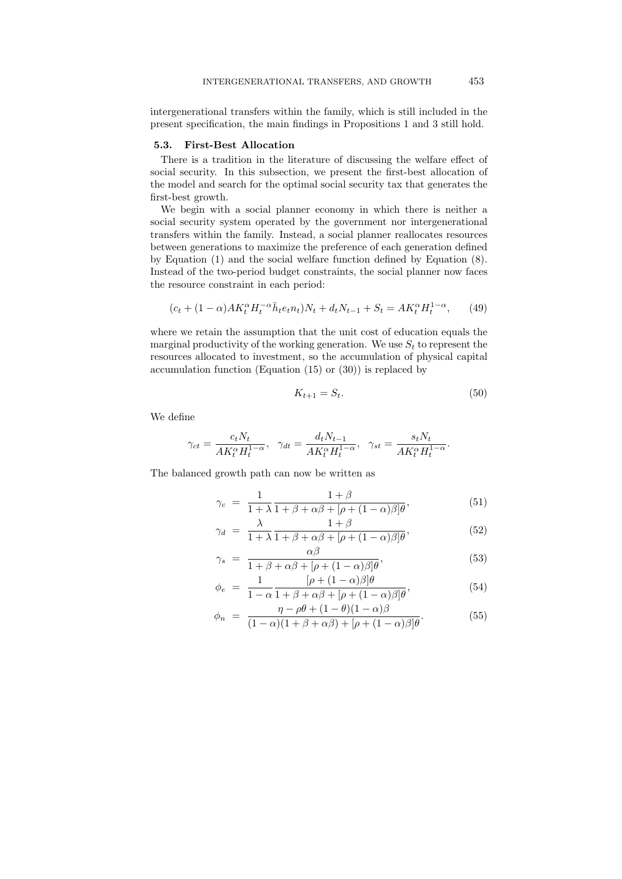intergenerational transfers within the family, which is still included in the present specification, the main findings in Propositions 1 and 3 still hold.

### 5.3. First-Best Allocation

There is a tradition in the literature of discussing the welfare effect of social security. In this subsection, we present the first-best allocation of the model and search for the optimal social security tax that generates the first-best growth.

We begin with a social planner economy in which there is neither a social security system operated by the government nor intergenerational transfers within the family. Instead, a social planner reallocates resources between generations to maximize the preference of each generation defined by Equation (1) and the social welfare function defined by Equation (8). Instead of the two-period budget constraints, the social planner now faces the resource constraint in each period:

$$(c_t + (1-\alpha)AK_t^{\alpha}H_t^{-\alpha}\bar{h}_t e_t n_t)N_t + d_t N_{t-1} + S_t = AK_t^{\alpha}H_t^{1-\alpha}, \qquad (49)$$

where we retain the assumption that the unit cost of education equals the marginal productivity of the working generation. We use $S_t$ to represent the resources allocated to investment, so the accumulation of physical capital accumulation function (Equation (15) or (30)) is replaced by

$$K_{t+1} = S_t. \qquad (50)$$

We define

$$\gamma_{ct} = \frac{c_t N_t}{AK_t^{\alpha}H_t^{1-\alpha}}, \quad \gamma_{dt} = \frac{d_t N_{t-1}}{AK_t^{\alpha}H_t^{1-\alpha}}, \quad \gamma_{st} = \frac{s_t N_t}{AK_t^{\alpha}H_t^{1-\alpha}}.$$

The balanced growth path can now be written as

$$\gamma_c = \frac{1}{1+\lambda}\frac{1+\beta}{1+\beta+\alpha\beta+[\rho+(1-\alpha)\beta]\theta}, \qquad (51)$$

$$\gamma_d = \frac{\lambda}{1+\lambda}\frac{1+\beta}{1+\beta+\alpha\beta+[\rho+(1-\alpha)\beta]\theta}, \qquad (52)$$

$$\gamma_s = \frac{\alpha\beta}{1+\beta+\alpha\beta+[\rho+(1-\alpha)\beta]\theta}, \qquad (53)$$

$$\phi_e = \frac{1}{1-\alpha}\frac{[\rho+(1-\alpha)\beta]\theta}{1+\beta+\alpha\beta+[\rho+(1-\alpha)\beta]\theta}, \qquad (54)$$

$$\phi_n = \frac{\eta-\rho\theta+(1-\theta)(1-\alpha)\beta}{(1-\alpha)(1+\beta+\alpha\beta)+[\rho+(1-\alpha)\beta]\theta}. \qquad (55)$$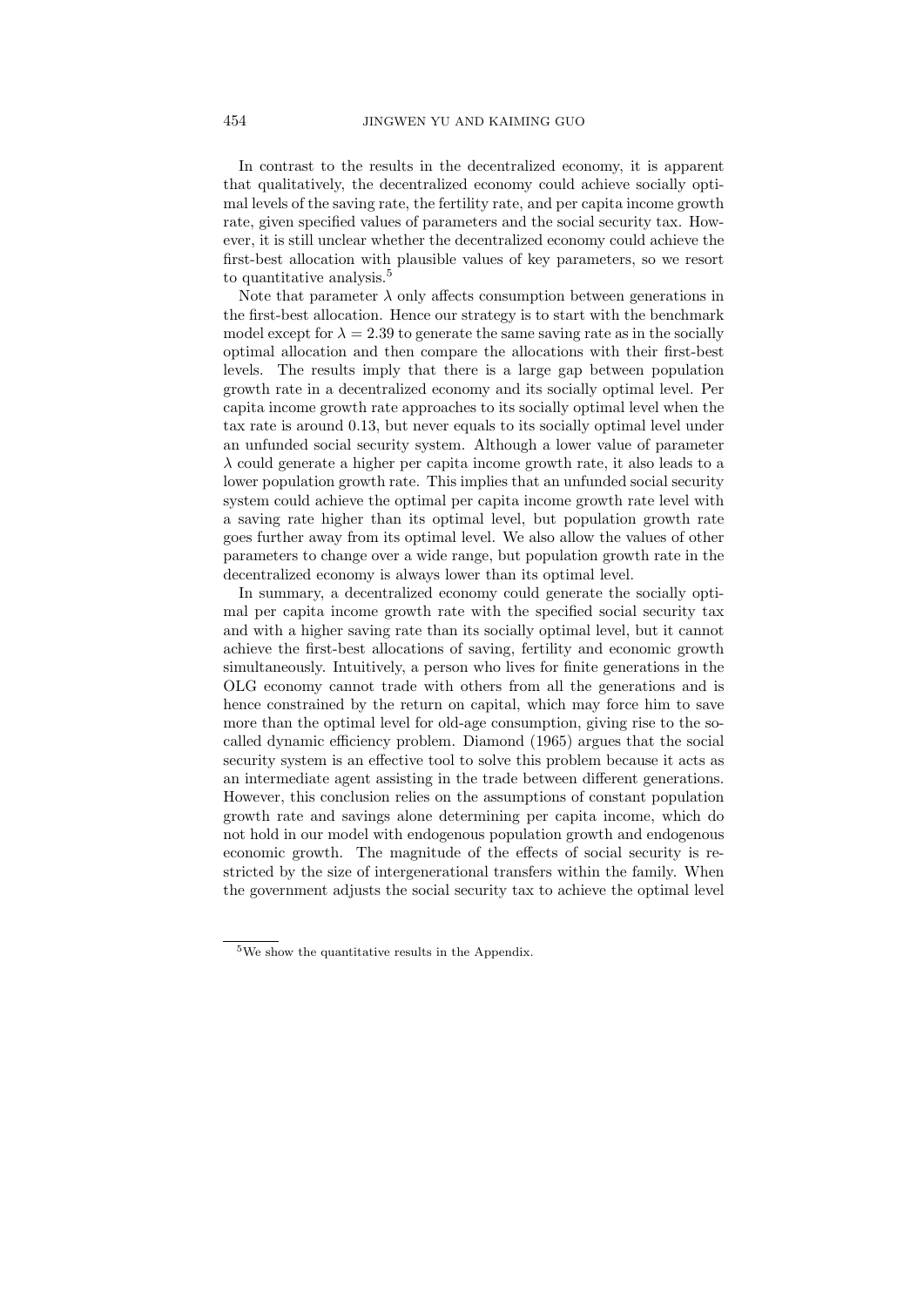In contrast to the results in the decentralized economy, it is apparent that qualitatively, the decentralized economy could achieve socially optimal levels of the saving rate, the fertility rate, and per capita income growth rate, given specified values of parameters and the social security tax. However, it is still unclear whether the decentralized economy could achieve the first-best allocation with plausible values of key parameters, so we resort to quantitative analysis.[5]

Note that parameter $\lambda$ only affects consumption between generations in the first-best allocation. Hence our strategy is to start with the benchmark model except for $\lambda = 2.39$ to generate the same saving rate as in the socially optimal allocation and then compare the allocations with their first-best levels. The results imply that there is a large gap between population growth rate in a decentralized economy and its socially optimal level. Per capita income growth rate approaches to its socially optimal level when the tax rate is around 0.13, but never equals to its socially optimal level under an unfunded social security system. Although a lower value of parameter $\lambda$ could generate a higher per capita income growth rate, it also leads to a lower population growth rate. This implies that an unfunded social security system could achieve the optimal per capita income growth rate level with a saving rate higher than its optimal level, but population growth rate goes further away from its optimal level. We also allow the values of other parameters to change over a wide range, but population growth rate in the decentralized economy is always lower than its optimal level.

In summary, a decentralized economy could generate the socially optimal per capita income growth rate with the specified social security tax and with a higher saving rate than its socially optimal level, but it cannot achieve the first-best allocations of saving, fertility and economic growth simultaneously. Intuitively, a person who lives for finite generations in the OLG economy cannot trade with others from all the generations and is hence constrained by the return on capital, which may force him to save more than the optimal level for old-age consumption, giving rise to the so-called dynamic efficiency problem. Diamond (1965) argues that the social security system is an effective tool to solve this problem because it acts as an intermediate agent assisting in the trade between different generations. However, this conclusion relies on the assumptions of constant population growth rate and savings alone determining per capita income, which do not hold in our model with endogenous population growth and endogenous economic growth. The magnitude of the effects of social security is restricted by the size of intergenerational transfers within the family. When the government adjusts the social security tax to achieve the optimal level

[5] We show the quantitative results in the Appendix.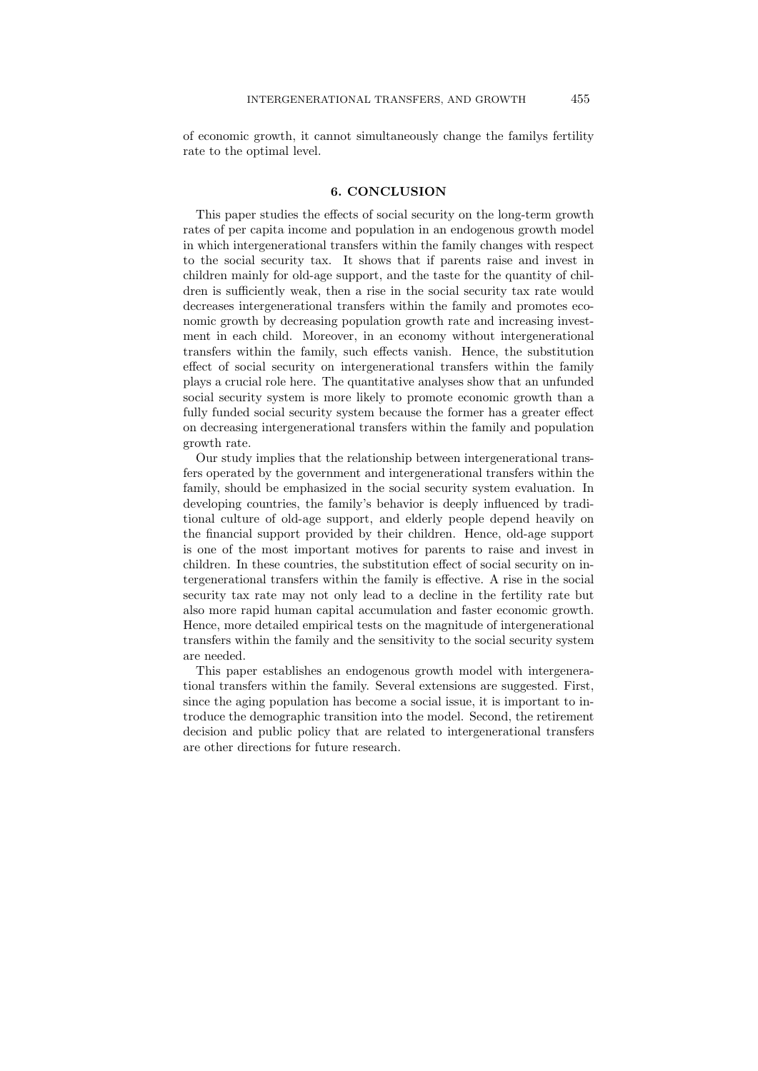of economic growth, it cannot simultaneously change the familys fertility rate to the optimal level.

## 6. CONCLUSION

This paper studies the effects of social security on the long-term growth rates of per capita income and population in an endogenous growth model in which intergenerational transfers within the family changes with respect to the social security tax. It shows that if parents raise and invest in children mainly for old-age support, and the taste for the quantity of children is sufficiently weak, then a rise in the social security tax rate would decreases intergenerational transfers within the family and promotes economic growth by decreasing population growth rate and increasing investment in each child. Moreover, in an economy without intergenerational transfers within the family, such effects vanish. Hence, the substitution effect of social security on intergenerational transfers within the family plays a crucial role here. The quantitative analyses show that an unfunded social security system is more likely to promote economic growth than a fully funded social security system because the former has a greater effect on decreasing intergenerational transfers within the family and population growth rate.

Our study implies that the relationship between intergenerational transfers operated by the government and intergenerational transfers within the family, should be emphasized in the social security system evaluation. In developing countries, the family's behavior is deeply influenced by traditional culture of old-age support, and elderly people depend heavily on the financial support provided by their children. Hence, old-age support is one of the most important motives for parents to raise and invest in children. In these countries, the substitution effect of social security on intergenerational transfers within the family is effective. A rise in the social security tax rate may not only lead to a decline in the fertility rate but also more rapid human capital accumulation and faster economic growth. Hence, more detailed empirical tests on the magnitude of intergenerational transfers within the family and the sensitivity to the social security system are needed.

This paper establishes an endogenous growth model with intergenerational transfers within the family. Several extensions are suggested. First, since the aging population has become a social issue, it is important to introduce the demographic transition into the model. Second, the retirement decision and public policy that are related to intergenerational transfers are other directions for future research.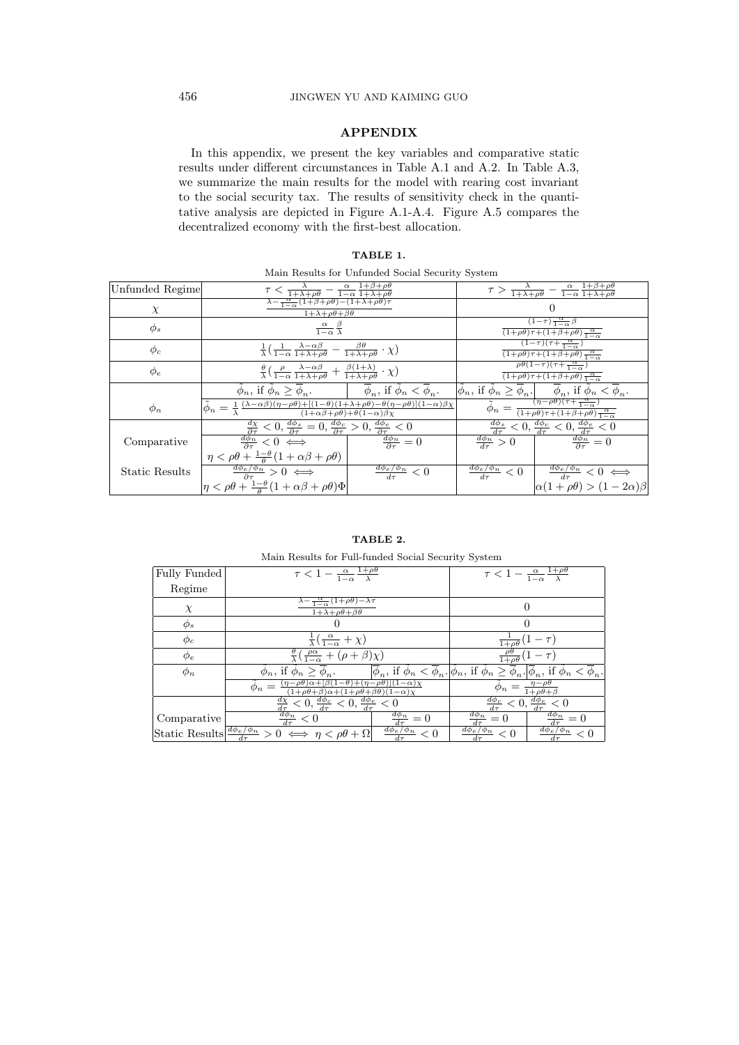## APPENDIX

In this appendix, we present the key variables and comparative static results under different circumstances in Table A.1 and A.2. In Table A.3, we summarize the main results for the model with rearing cost invariant to the social security tax. The results of sensitivity check in the quantitative analysis are depicted in Figure A.1-A.4. Figure A.5 compares the decentralized economy with the first-best allocation.

**TABLE 1.**

Main Results for Unfunded Social Security System

| Unfunded Regime | $\tau < \frac{\lambda}{1+\lambda+\rho\theta} - \frac{\alpha}{1-\alpha}\frac{1+\beta+\rho\theta}{1+\lambda+\rho\theta}$ | | $\tau > \frac{\lambda}{1+\lambda+\rho\theta} - \frac{\alpha}{1-\alpha}\frac{1+\beta+\rho\theta}{1+\lambda+\rho\theta}$ | |
|---|---|---|---|---|
| $\chi$ | $\frac{\lambda - \frac{\alpha}{1-\alpha}(1+\beta+\rho\theta)-(1+\lambda+\rho\theta)\tau}{1+\lambda+\rho\theta+\beta\theta}$ | | $0$ | |
| $\phi_s$ | $\frac{\alpha}{1-\alpha}\frac{\beta}{\lambda}$ | | $\frac{(1-\tau)\frac{\alpha}{1-\alpha}\beta}{(1+\rho\theta)\tau+(1+\beta+\rho\theta)\frac{\alpha}{1-\alpha}}$ | |
| $\phi_c$ | $\frac{1}{\lambda}(\frac{1}{1-\alpha}\frac{\lambda-\alpha\beta}{1+\lambda+\rho\theta} - \frac{\beta\theta}{1+\lambda+\rho\theta}\cdot\chi)$ | | $\frac{(1-\tau)(\tau+\frac{\alpha}{1-\alpha})}{(1+\rho\theta)\tau+(1+\beta+\rho\theta)\frac{\alpha}{1-\alpha}}$ | |
| $\phi_e$ | $\frac{\theta}{\lambda}(\frac{\rho}{1-\alpha}\frac{\lambda-\alpha\beta}{1+\lambda+\rho\theta} + \frac{\beta(1+\lambda)}{1+\lambda+\rho\theta}\cdot\chi)$ | | $\frac{\rho\theta(1-\tau)(\tau+\frac{\alpha}{1-\alpha})}{(1+\rho\theta)\tau+(1+\beta+\rho\theta)\frac{\alpha}{1-\alpha}}$ | |
| $\phi_n$ | $\tilde{\phi}_n$, if $\tilde{\phi}_n \geq \overline{\phi}_n$. | $\overline{\phi}_n$, if $\tilde{\phi}_n < \overline{\phi}_n$. | $\tilde{\phi}_n$, if $\tilde{\phi}_n \geq \overline{\phi}_n$. | $\overline{\phi}_n$, if $\tilde{\phi}_n < \overline{\phi}_n$. |
| | $\tilde{\phi}_n = \frac{1}{\lambda}\frac{(\lambda-\alpha\beta)(\eta-\rho\theta)+[(1-\theta)(1+\lambda+\rho\theta)-\theta(\eta-\rho\theta)](1-\alpha)\beta\chi}{(1+\alpha\beta+\rho\theta)+\theta(1-\alpha)\beta\chi}$ | | $\tilde{\phi}_n = \frac{(\eta-\rho\theta)(\tau+\frac{\alpha}{1-\alpha})}{(1+\rho\theta)\tau+(1+\beta+\rho\theta)\frac{\alpha}{1-\alpha}}$ | |
| Comparative | $\frac{d\chi}{\partial\tau} < 0, \frac{d\phi_s}{\partial\tau} = 0, \frac{d\phi_c}{\partial\tau} > 0, \frac{d\phi_e}{\partial\tau} < 0$ | | $\frac{d\phi_s}{d\tau} < 0, \frac{d\phi_c}{d\tau} < 0, \frac{d\phi_e}{d\tau} < 0$ | |
| | $\frac{d\phi_n}{\partial\tau} < 0 \iff$ $\eta < \rho\theta + \frac{1-\theta}{\theta}(1+\alpha\beta+\rho\theta)$ | $\frac{d\phi_n}{\partial\tau} = 0$ | $\frac{d\phi_n}{d\tau} > 0$ | $\frac{d\phi_n}{\partial\tau} = 0$ |
| Static Results | $\frac{d\phi_e/\phi_n}{\partial\tau} > 0 \iff$ $\eta < \rho\theta + \frac{1-\theta}{\theta}(1+\alpha\beta+\rho\theta)\Phi$ | $\frac{d\phi_e/\phi_n}{d\tau} < 0$ | $\frac{d\phi_e/\phi_n}{d\tau} < 0$ | $\frac{d\phi_e/\phi_n}{d\tau} < 0 \iff$ $\alpha(1+\rho\theta) > (1-2\alpha)\beta$ |

**TABLE 2.**

Main Results for Full-funded Social Security System

| Fully Funded Regime | $\tau < 1 - \frac{\alpha}{1-\alpha}\frac{1+\rho\theta}{\lambda}$ | | $\tau < 1 - \frac{\alpha}{1-\alpha}\frac{1+\rho\theta}{\lambda}$ | |
|---|---|---|---|---|
| $\chi$ | $\frac{\lambda - \frac{\alpha}{1-\alpha}(1+\rho\theta)-\lambda\tau}{1+\lambda+\rho\theta+\beta\theta}$ | | $0$ | |
| $\phi_s$ | $0$ | | $0$ | |
| $\phi_c$ | $\frac{1}{\lambda}(\frac{\alpha}{1-\alpha}+\chi)$ | | $\frac{1}{1+\rho\theta}(1-\tau)$ | |
| $\phi_e$ | $\frac{\theta}{\lambda}(\frac{\rho\alpha}{1-\alpha}+(\rho+\beta)\chi)$ | | $\frac{\rho\theta}{1+\rho\theta}(1-\tau)$ | |
| $\phi_n$ | $\tilde{\phi}_n$, if $\tilde{\phi}_n \geq \overline{\phi}_n$. | $\overline{\phi}_n$, if $\tilde{\phi}_n < \overline{\phi}_n$. | $\tilde{\phi}_n$, if $\tilde{\phi}_n \geq \overline{\phi}_n$. | $\overline{\phi}_n$, if $\tilde{\phi}_n < \overline{\phi}_n$. |
| | $\tilde{\phi}_n = \frac{(\eta-\rho\theta)\alpha+[\beta(1-\theta)+(\eta-\rho\theta)](1-\alpha)\chi}{(1+\rho\theta+\beta)\alpha+(1+\rho\theta+\beta\theta)(1-\alpha)\chi}$ | | $\tilde{\phi}_n = \frac{\eta-\rho\theta}{1+\rho\theta+\beta}$ | |
| Comparative | $\frac{d\chi}{d\tau} < 0, \frac{d\phi_c}{d\tau} < 0, \frac{d\phi_e}{d\tau} < 0$ | | $\frac{d\phi_c}{d\tau} < 0, \frac{d\phi_e}{d\tau} < 0$ | |
| | $\frac{d\phi_n}{d\tau} < 0$ | $\frac{d\phi_n}{d\tau} = 0$ | $\frac{d\phi_n}{d\tau} = 0$ | $\frac{d\phi_n}{d\tau} = 0$ |
| Static Results | $\frac{d\phi_e/\phi_n}{d\tau} > 0 \iff \eta < \rho\theta + \Omega$ | $\frac{d\phi_e/\phi_n}{d\tau} < 0$ | $\frac{d\phi_e/\phi_n}{d\tau} < 0$ | $\frac{d\phi_e/\phi_n}{d\tau} < 0$ |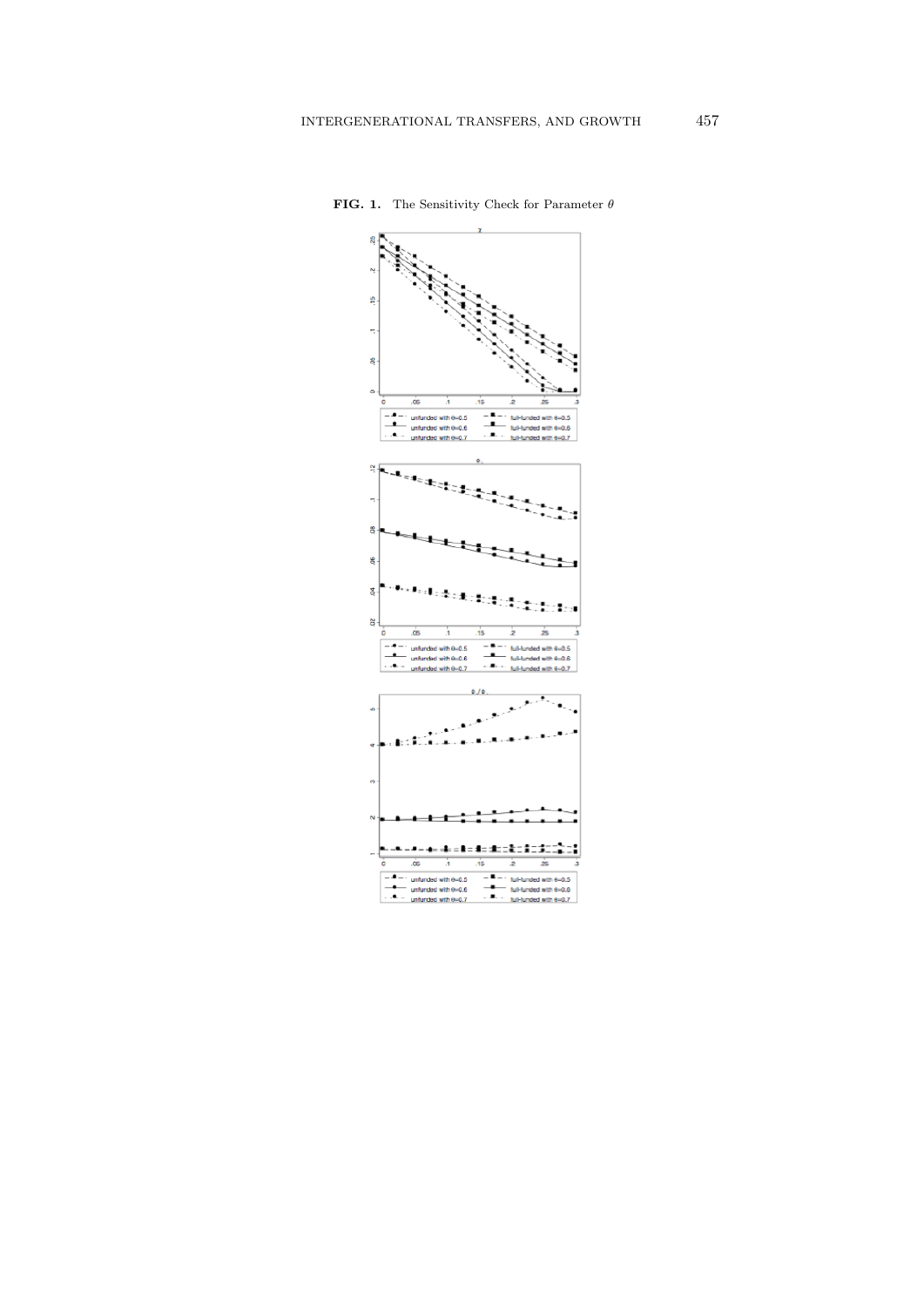**FIG. 1.** The Sensitivity Check for Parameter $\theta$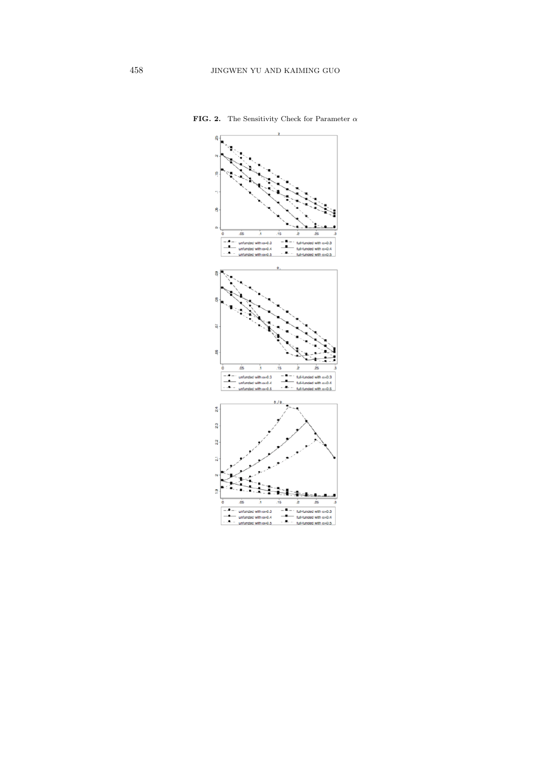**FIG. 2.** The Sensitivity Check for Parameter $\alpha$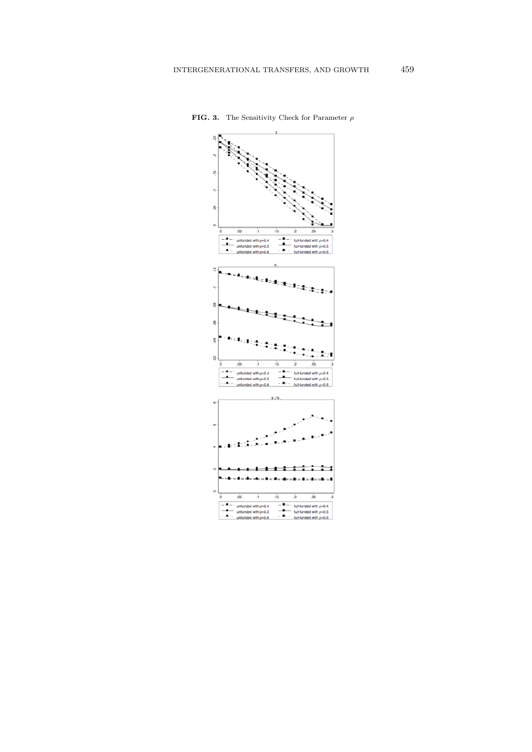**FIG. 3.** The Sensitivity Check for Parameter $\rho$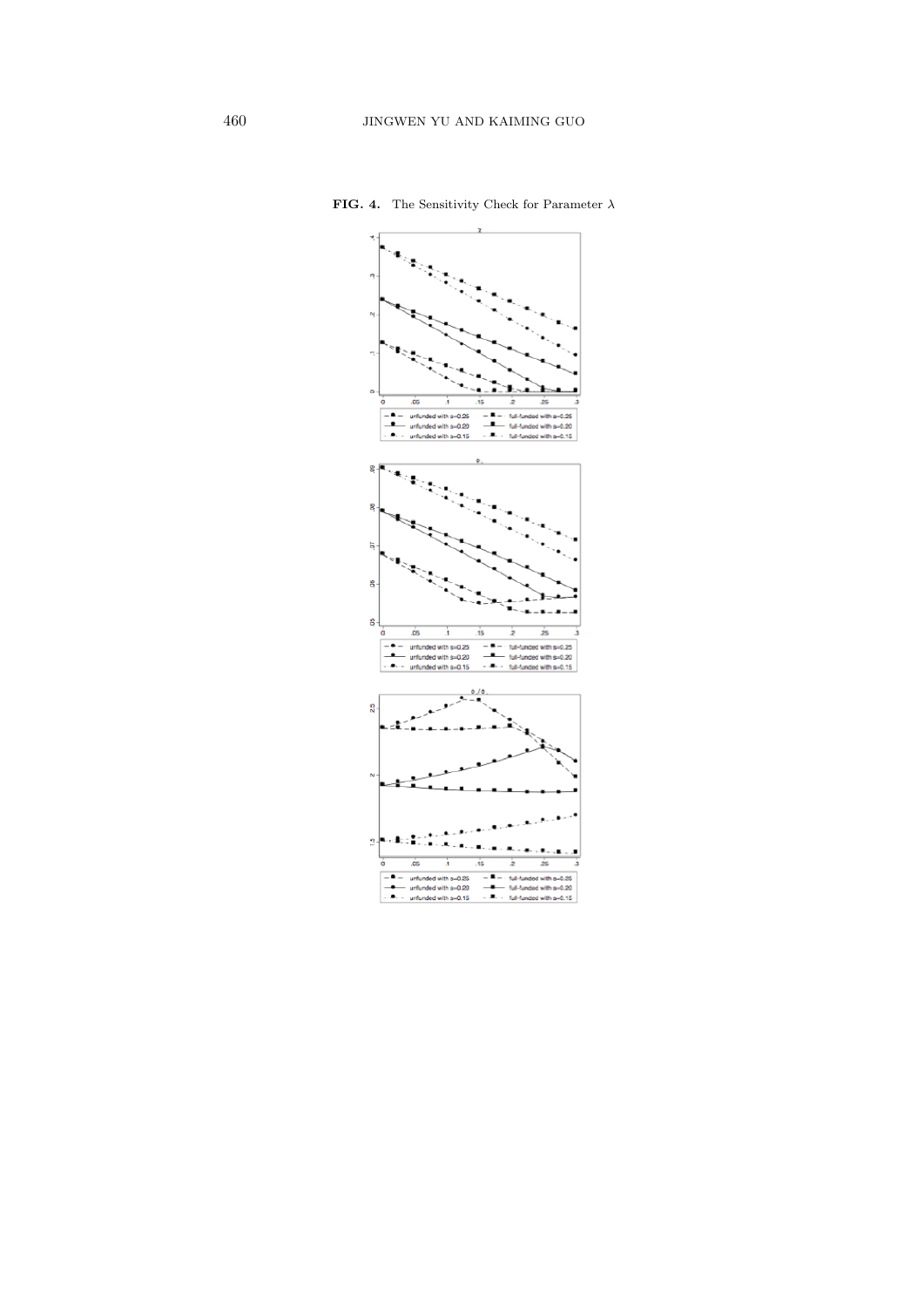**FIG. 4.** The Sensitivity Check for Parameter $\lambda$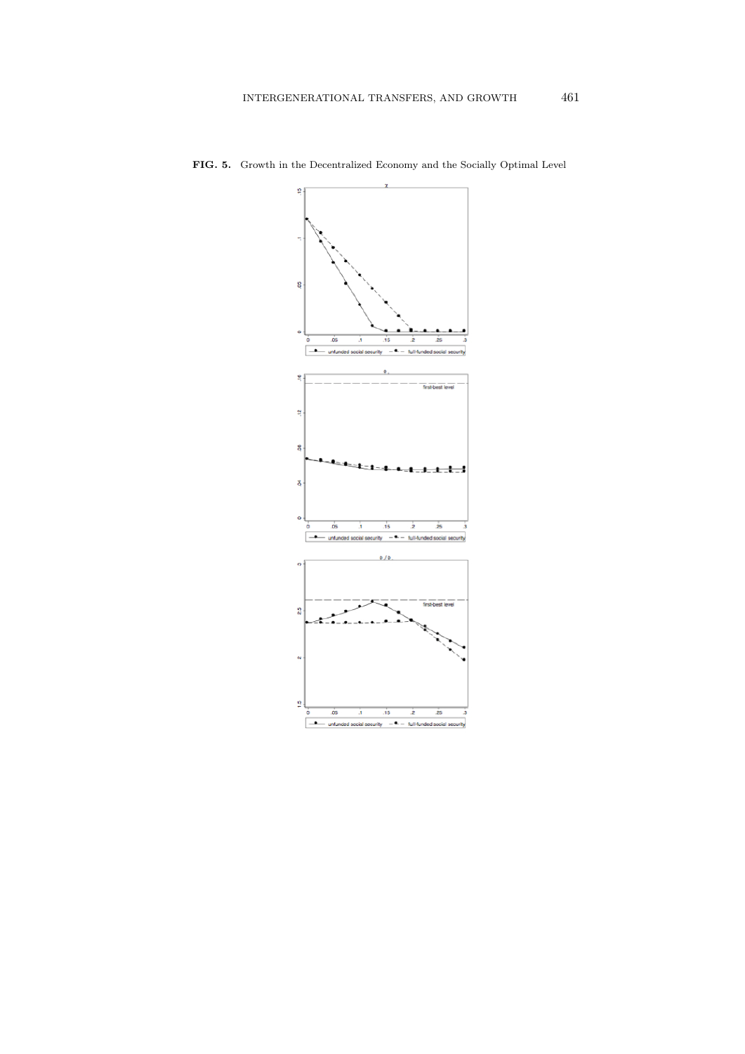**FIG. 5.** Growth in the Decentralized Economy and the Socially Optimal Level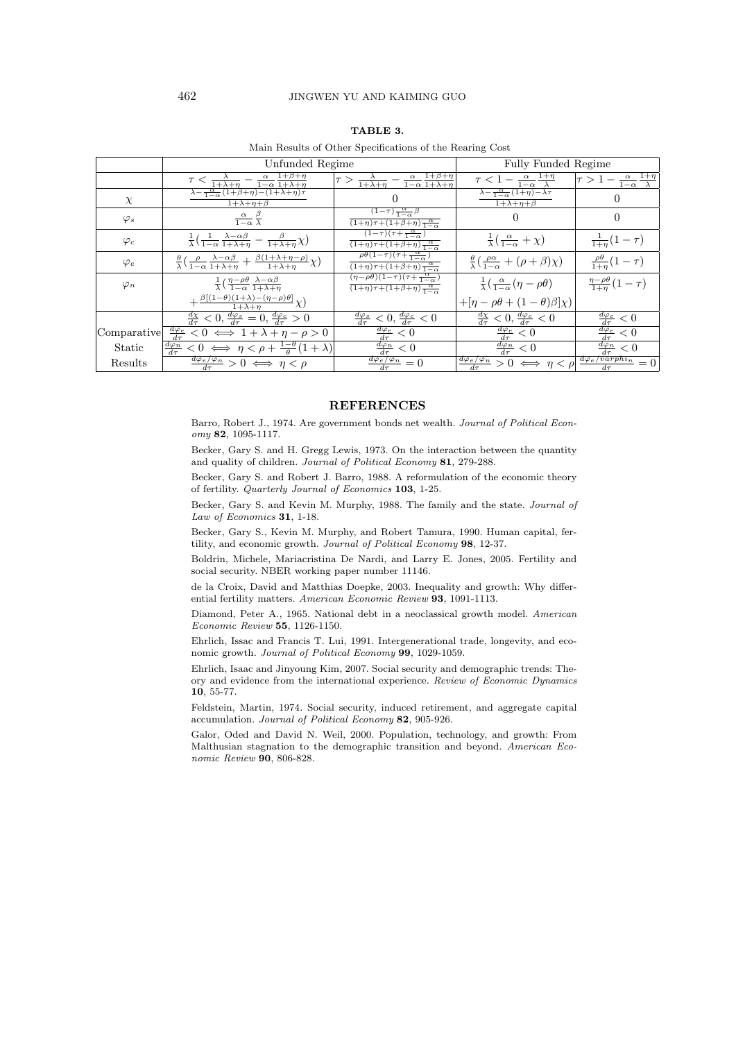**TABLE 3.**

Main Results of Other Specifications of the Rearing Cost

| | Unfunded Regime | | Fully Funded Regime | |
|---|---|---|---|---|
| | $\tau < \frac{\lambda}{1+\lambda+\eta} - \frac{\alpha}{1-\alpha}\frac{1+\beta+\eta}{1+\lambda+\eta}$ | $\tau > \frac{\lambda}{1+\lambda+\eta} - \frac{\alpha}{1-\alpha}\frac{1+\beta+\eta}{1+\lambda+\eta}$ | $\tau < 1 - \frac{\alpha}{1-\alpha}\frac{1+\eta}{\lambda}$ | $\tau > 1 - \frac{\alpha}{1-\alpha}\frac{1+\eta}{\lambda}$ |
| $\chi$ | $\frac{\lambda - \frac{\alpha}{1-\alpha}(1+\beta+\eta) - (1+\lambda+\eta)\tau}{1+\lambda+\eta+\beta}$ | $0$ | $\frac{\lambda - \frac{\alpha}{1-\alpha}(1+\eta) - \lambda\tau}{1+\lambda+\eta+\beta}$ | $0$ |
| $\varphi_s$ | $\frac{\alpha}{1-\alpha}\frac{\beta}{\lambda}$ | $\frac{(1-\tau)\frac{\alpha}{1-\alpha}\beta}{(1+\eta)\tau + (1+\beta+\eta)\frac{\alpha}{1-\alpha}}$ | $0$ | $0$ |
| $\varphi_c$ | $\frac{1}{\lambda}\left(\frac{1}{1-\alpha}\frac{\lambda-\alpha\beta}{1+\lambda+\eta} - \frac{\beta}{1+\lambda+\eta}\chi\right)$ | $\frac{(1-\tau)(\tau+\frac{\alpha}{1-\alpha})}{(1+\eta)\tau + (1+\beta+\eta)\frac{\alpha}{1-\alpha}}$ | $\frac{1}{\lambda}\left(\frac{\alpha}{1-\alpha} + \chi\right)$ | $\frac{1}{1+\eta}(1-\tau)$ |
| $\varphi_e$ | $\frac{\theta}{\lambda}\left(\frac{\rho}{1-\alpha}\frac{\lambda-\alpha\beta}{1+\lambda+\eta} + \frac{\beta(1+\lambda+\eta-\rho)}{1+\lambda+\eta}\chi\right)$ | $\frac{\rho\theta(1-\tau)(\tau+\frac{\alpha}{1-\alpha})}{(1+\eta)\tau + (1+\beta+\eta)\frac{\alpha}{1-\alpha}}$ | $\frac{\theta}{\lambda}\left(\frac{\rho\alpha}{1-\alpha} + (\rho+\beta)\chi\right)$ | $\frac{\rho\theta}{1+\eta}(1-\tau)$ |
| $\varphi_n$ | $\frac{1}{\lambda}\left(\frac{\eta-\rho\theta}{1-\alpha}\frac{\lambda-\alpha\beta}{1+\lambda+\eta} + \frac{\beta[(1-\theta)(1+\lambda)-(\eta-\rho)\theta]}{1+\lambda+\eta}\chi\right)$ | $\frac{(\eta-\rho\theta)(1-\tau)(\tau+\frac{\alpha}{1-\alpha})}{(1+\eta)\tau + (1+\beta+\eta)\frac{\alpha}{1-\alpha}}$ | $\frac{1}{\lambda}\left(\frac{\alpha}{1-\alpha}(\eta-\rho\theta) + [\eta-\rho\theta+(1-\theta)\beta]\chi\right)$ | $\frac{\eta-\rho\theta}{1+\eta}(1-\tau)$ |
| Comparative Static Results | $\frac{d\chi}{d\tau} < 0, \frac{d\varphi_s}{d\tau} = 0, \frac{d\varphi_c}{d\tau} > 0$ | $\frac{d\varphi_s}{d\tau} < 0, \frac{d\varphi_c}{d\tau} < 0$ | $\frac{d\chi}{d\tau} < 0, \frac{d\varphi_c}{d\tau} < 0$ | $\frac{d\varphi_c}{d\tau} < 0$ |
| | $\frac{d\varphi_e}{d\tau} < 0 \iff 1+\lambda+\eta-\rho > 0$ | $\frac{d\varphi_e}{d\tau} < 0$ | $\frac{d\varphi_e}{d\tau} < 0$ | $\frac{d\varphi_e}{d\tau} < 0$ |
| | $\frac{d\varphi_n}{d\tau} < 0 \iff \eta < \rho + \frac{1-\theta}{\theta}(1+\lambda)$ | $\frac{d\varphi_n}{d\tau} < 0$ | $\frac{d\varphi_n}{d\tau} < 0$ | $\frac{d\varphi_n}{d\tau} < 0$ |
| | $\frac{d\varphi_e/\varphi_n}{d\tau} > 0 \iff \eta < \rho$ | $\frac{d\varphi_e/\varphi_n}{d\tau} = 0$ | $\frac{d\varphi_e/\varphi_n}{d\tau} > 0 \iff \eta < \rho$ | $\frac{d\varphi_e/varphi_n}{d\tau} = 0$ |

## REFERENCES

Barro, Robert J., 1974. Are government bonds net wealth. *Journal of Political Economy* **82**, 1095-1117.

Becker, Gary S. and H. Gregg Lewis, 1973. On the interaction between the quantity and quality of children. *Journal of Political Economy* **81**, 279-288.

Becker, Gary S. and Robert J. Barro, 1988. A reformulation of the economic theory of fertility. *Quarterly Journal of Economics* **103**, 1-25.

Becker, Gary S. and Kevin M. Murphy, 1988. The family and the state. *Journal of Law of Economics* **31**, 1-18.

Becker, Gary S., Kevin M. Murphy, and Robert Tamura, 1990. Human capital, fertility, and economic growth. *Journal of Political Economy* **98**, 12-37.

Boldrin, Michele, Mariacristina De Nardi, and Larry E. Jones, 2005. Fertility and social security. NBER working paper number 11146.

de la Croix, David and Matthias Doepke, 2003. Inequality and growth: Why differential fertility matters. *American Economic Review* **93**, 1091-1113.

Diamond, Peter A., 1965. National debt in a neoclassical growth model. *American Economic Review* **55**, 1126-1150.

Ehrlich, Issac and Francis T. Lui, 1991. Intergenerational trade, longevity, and economic growth. *Journal of Political Economy* **99**, 1029-1059.

Ehrlich, Isaac and Jinyoung Kim, 2007. Social security and demographic trends: Theory and evidence from the international experience. *Review of Economic Dynamics* **10**, 55-77.

Feldstein, Martin, 1974. Social security, induced retirement, and aggregate capital accumulation. *Journal of Political Economy* **82**, 905-926.

Galor, Oded and David N. Weil, 2000. Population, technology, and growth: From Malthusian stagnation to the demographic transition and beyond. *American Economic Review* **90**, 806-828.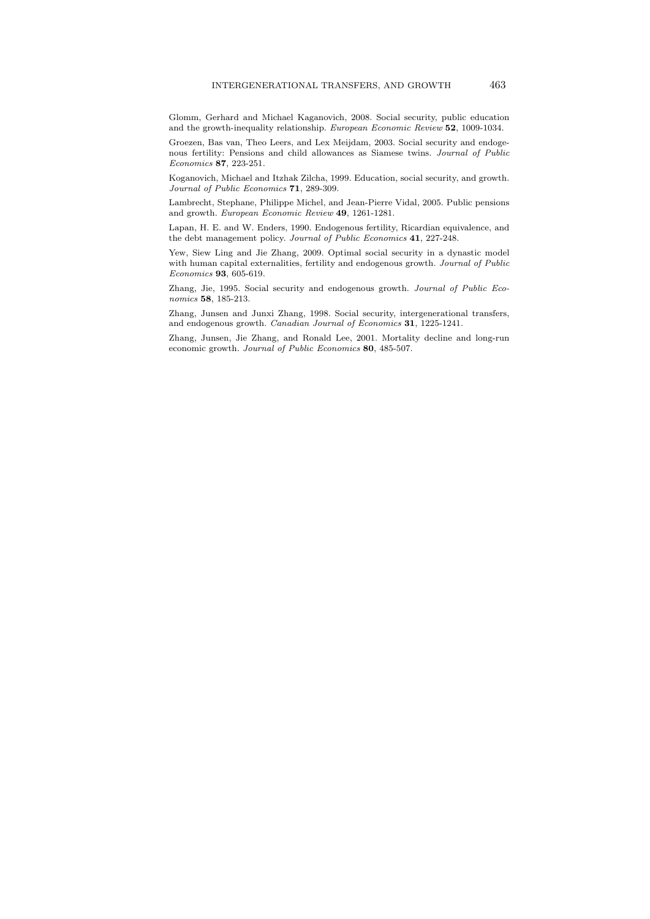Glomm, Gerhard and Michael Kaganovich, 2008. Social security, public education and the growth-inequality relationship. *European Economic Review* **52**, 1009-1034.

Groezen, Bas van, Theo Leers, and Lex Meijdam, 2003. Social security and endogenous fertility: Pensions and child allowances as Siamese twins. *Journal of Public Economics* **87**, 223-251.

Koganovich, Michael and Itzhak Zilcha, 1999. Education, social security, and growth. *Journal of Public Economics* **71**, 289-309.

Lambrecht, Stephane, Philippe Michel, and Jean-Pierre Vidal, 2005. Public pensions and growth. *European Economic Review* **49**, 1261-1281.

Lapan, H. E. and W. Enders, 1990. Endogenous fertility, Ricardian equivalence, and the debt management policy. *Journal of Public Economics* **41**, 227-248.

Yew, Siew Ling and Jie Zhang, 2009. Optimal social security in a dynastic model with human capital externalities, fertility and endogenous growth. *Journal of Public Economics* **93**, 605-619.

Zhang, Jie, 1995. Social security and endogenous growth. *Journal of Public Economics* **58**, 185-213.

Zhang, Junsen and Junxi Zhang, 1998. Social security, intergenerational transfers, and endogenous growth. *Canadian Journal of Economics* **31**, 1225-1241.

Zhang, Junsen, Jie Zhang, and Ronald Lee, 2001. Mortality decline and long-run economic growth. *Journal of Public Economics* **80**, 485-507.